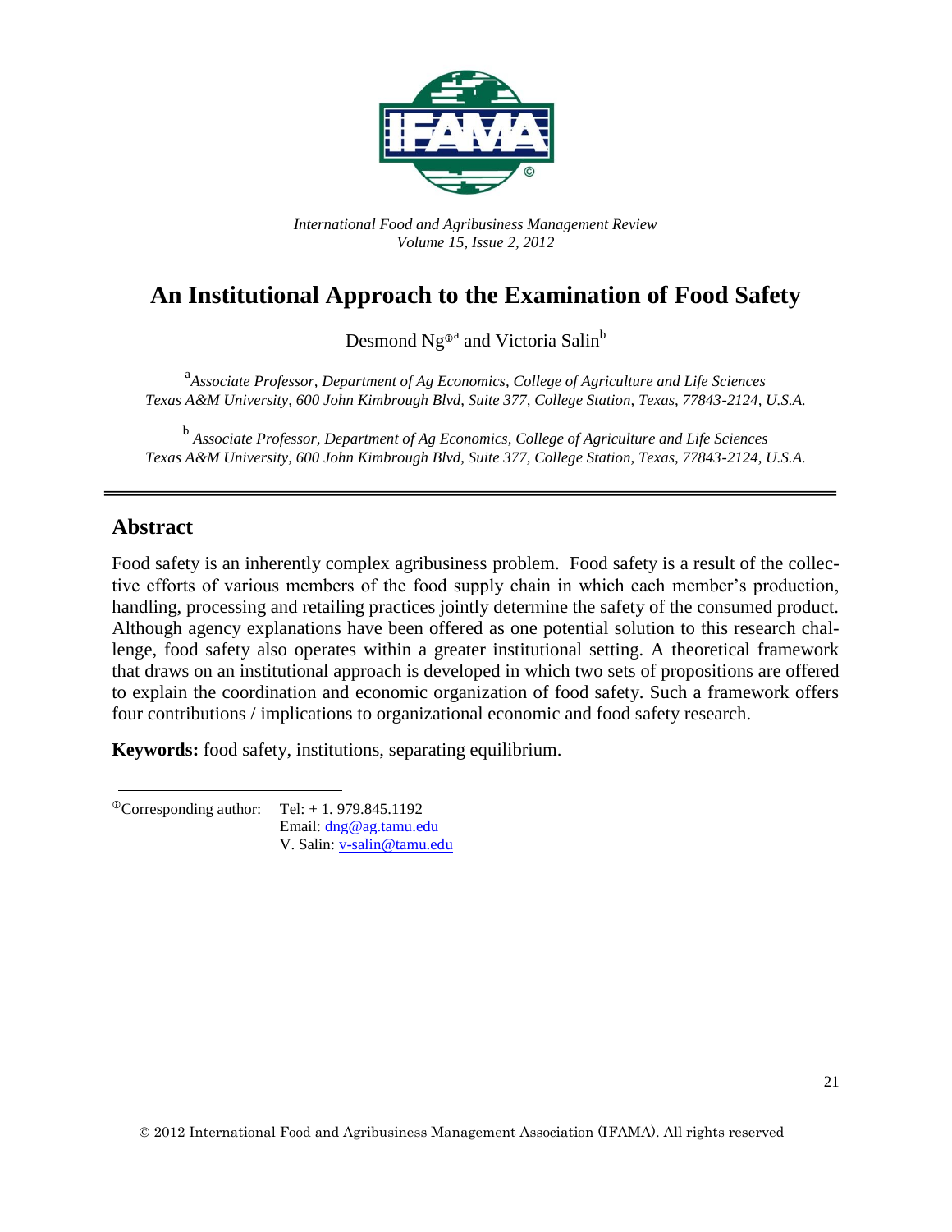*International Food and Agribusiness Management Review*
*Volume 15, Issue 2, 2012*

# An Institutional Approach to the Examination of Food Safety

Desmond Ng[ⓘa] and Victoria Salin[b]

[a]*Associate Professor, Department of Ag Economics, College of Agriculture and Life Sciences Texas A&M University, 600 John Kimbrough Blvd, Suite 377, College Station, Texas, 77843-2124, U.S.A.*

[b] *Associate Professor, Department of Ag Economics, College of Agriculture and Life Sciences Texas A&M University, 600 John Kimbrough Blvd, Suite 377, College Station, Texas, 77843-2124, U.S.A.*

---

## Abstract

Food safety is an inherently complex agribusiness problem. Food safety is a result of the collective efforts of various members of the food supply chain in which each member's production, handling, processing and retailing practices jointly determine the safety of the consumed product. Although agency explanations have been offered as one potential solution to this research challenge, food safety also operates within a greater institutional setting. A theoretical framework that draws on an institutional approach is developed in which two sets of propositions are offered to explain the coordination and economic organization of food safety. Such a framework offers four contributions / implications to organizational economic and food safety research.

**Keywords:** food safety, institutions, separating equilibrium.

---

ⓘCorresponding author: Tel: + 1. 979.845.1192
Email: dng@ag.tamu.edu
V. Salin: v-salin@tamu.edu

© 2012 International Food and Agribusiness Management Association (IFAMA). All rights reserved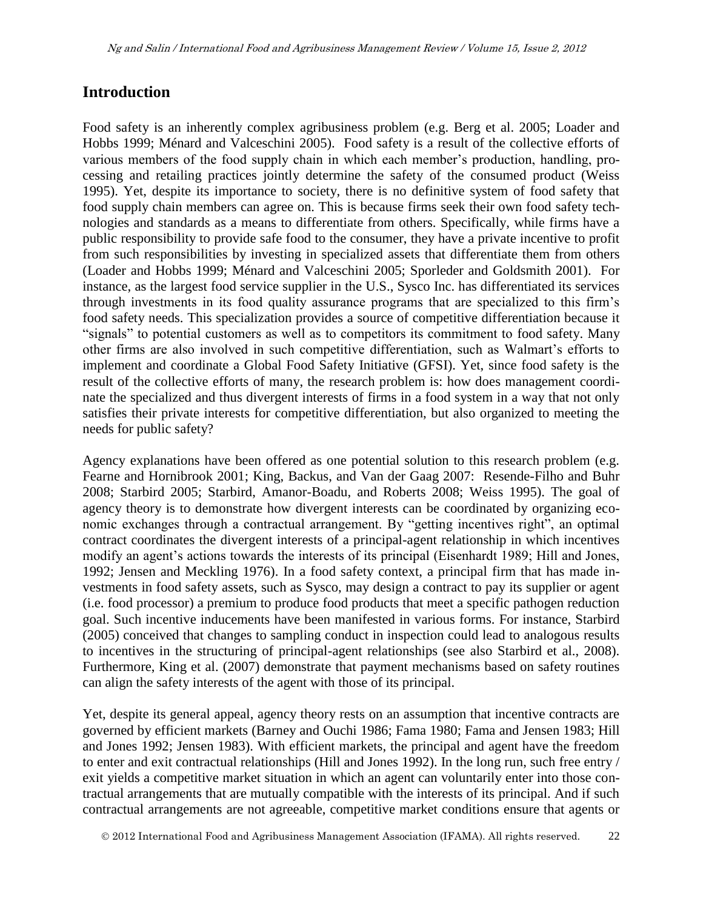## Introduction

Food safety is an inherently complex agribusiness problem (e.g. Berg et al. 2005; Loader and Hobbs 1999; Ménard and Valceschini 2005). Food safety is a result of the collective efforts of various members of the food supply chain in which each member's production, handling, processing and retailing practices jointly determine the safety of the consumed product (Weiss 1995). Yet, despite its importance to society, there is no definitive system of food safety that food supply chain members can agree on. This is because firms seek their own food safety technologies and standards as a means to differentiate from others. Specifically, while firms have a public responsibility to provide safe food to the consumer, they have a private incentive to profit from such responsibilities by investing in specialized assets that differentiate them from others (Loader and Hobbs 1999; Ménard and Valceschini 2005; Sporleder and Goldsmith 2001). For instance, as the largest food service supplier in the U.S., Sysco Inc. has differentiated its services through investments in its food quality assurance programs that are specialized to this firm's food safety needs. This specialization provides a source of competitive differentiation because it "signals" to potential customers as well as to competitors its commitment to food safety. Many other firms are also involved in such competitive differentiation, such as Walmart's efforts to implement and coordinate a Global Food Safety Initiative (GFSI). Yet, since food safety is the result of the collective efforts of many, the research problem is: how does management coordinate the specialized and thus divergent interests of firms in a food system in a way that not only satisfies their private interests for competitive differentiation, but also organized to meeting the needs for public safety?

Agency explanations have been offered as one potential solution to this research problem (e.g. Fearne and Hornibrook 2001; King, Backus, and Van der Gaag 2007: Resende-Filho and Buhr 2008; Starbird 2005; Starbird, Amanor-Boadu, and Roberts 2008; Weiss 1995). The goal of agency theory is to demonstrate how divergent interests can be coordinated by organizing economic exchanges through a contractual arrangement. By "getting incentives right", an optimal contract coordinates the divergent interests of a principal-agent relationship in which incentives modify an agent's actions towards the interests of its principal (Eisenhardt 1989; Hill and Jones, 1992; Jensen and Meckling 1976). In a food safety context, a principal firm that has made investments in food safety assets, such as Sysco, may design a contract to pay its supplier or agent (i.e. food processor) a premium to produce food products that meet a specific pathogen reduction goal. Such incentive inducements have been manifested in various forms. For instance, Starbird (2005) conceived that changes to sampling conduct in inspection could lead to analogous results to incentives in the structuring of principal-agent relationships (see also Starbird et al., 2008). Furthermore, King et al. (2007) demonstrate that payment mechanisms based on safety routines can align the safety interests of the agent with those of its principal.

Yet, despite its general appeal, agency theory rests on an assumption that incentive contracts are governed by efficient markets (Barney and Ouchi 1986; Fama 1980; Fama and Jensen 1983; Hill and Jones 1992; Jensen 1983). With efficient markets, the principal and agent have the freedom to enter and exit contractual relationships (Hill and Jones 1992). In the long run, such free entry / exit yields a competitive market situation in which an agent can voluntarily enter into those contractual arrangements that are mutually compatible with the interests of its principal. And if such contractual arrangements are not agreeable, competitive market conditions ensure that agents or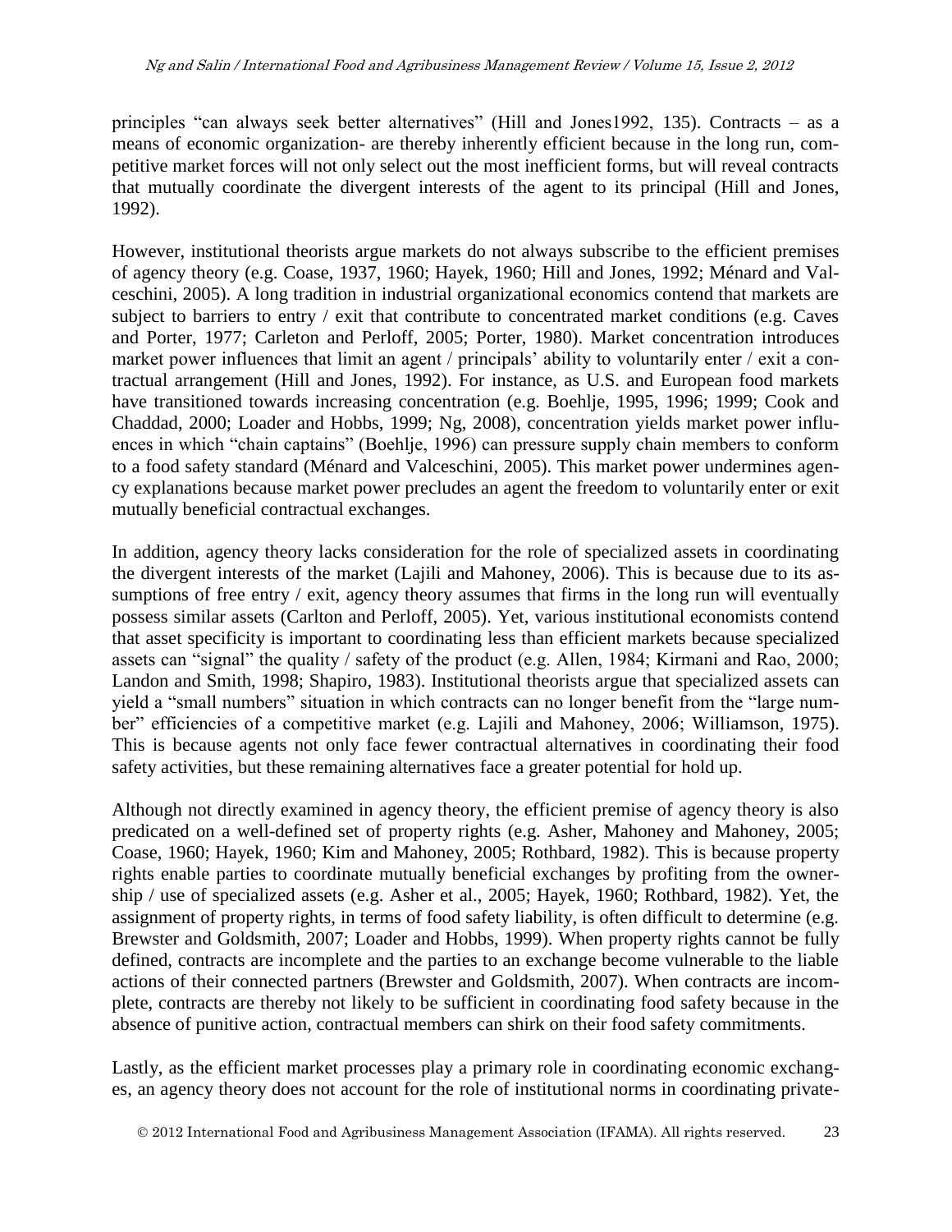principles "can always seek better alternatives" (Hill and Jones1992, 135). Contracts – as a means of economic organization- are thereby inherently efficient because in the long run, competitive market forces will not only select out the most inefficient forms, but will reveal contracts that mutually coordinate the divergent interests of the agent to its principal (Hill and Jones, 1992).

However, institutional theorists argue markets do not always subscribe to the efficient premises of agency theory (e.g. Coase, 1937, 1960; Hayek, 1960; Hill and Jones, 1992; Ménard and Valceschini, 2005). A long tradition in industrial organizational economics contend that markets are subject to barriers to entry / exit that contribute to concentrated market conditions (e.g. Caves and Porter, 1977; Carleton and Perloff, 2005; Porter, 1980). Market concentration introduces market power influences that limit an agent / principals' ability to voluntarily enter / exit a contractual arrangement (Hill and Jones, 1992). For instance, as U.S. and European food markets have transitioned towards increasing concentration (e.g. Boehlje, 1995, 1996; 1999; Cook and Chaddad, 2000; Loader and Hobbs, 1999; Ng, 2008), concentration yields market power influences in which "chain captains" (Boehlje, 1996) can pressure supply chain members to conform to a food safety standard (Ménard and Valceschini, 2005). This market power undermines agency explanations because market power precludes an agent the freedom to voluntarily enter or exit mutually beneficial contractual exchanges.

In addition, agency theory lacks consideration for the role of specialized assets in coordinating the divergent interests of the market (Lajili and Mahoney, 2006). This is because due to its assumptions of free entry / exit, agency theory assumes that firms in the long run will eventually possess similar assets (Carlton and Perloff, 2005). Yet, various institutional economists contend that asset specificity is important to coordinating less than efficient markets because specialized assets can "signal" the quality / safety of the product (e.g. Allen, 1984; Kirmani and Rao, 2000; Landon and Smith, 1998; Shapiro, 1983). Institutional theorists argue that specialized assets can yield a "small numbers" situation in which contracts can no longer benefit from the "large number" efficiencies of a competitive market (e.g. Lajili and Mahoney, 2006; Williamson, 1975). This is because agents not only face fewer contractual alternatives in coordinating their food safety activities, but these remaining alternatives face a greater potential for hold up.

Although not directly examined in agency theory, the efficient premise of agency theory is also predicated on a well-defined set of property rights (e.g. Asher, Mahoney and Mahoney, 2005; Coase, 1960; Hayek, 1960; Kim and Mahoney, 2005; Rothbard, 1982). This is because property rights enable parties to coordinate mutually beneficial exchanges by profiting from the ownership / use of specialized assets (e.g. Asher et al., 2005; Hayek, 1960; Rothbard, 1982). Yet, the assignment of property rights, in terms of food safety liability, is often difficult to determine (e.g. Brewster and Goldsmith, 2007; Loader and Hobbs, 1999). When property rights cannot be fully defined, contracts are incomplete and the parties to an exchange become vulnerable to the liable actions of their connected partners (Brewster and Goldsmith, 2007). When contracts are incomplete, contracts are thereby not likely to be sufficient in coordinating food safety because in the absence of punitive action, contractual members can shirk on their food safety commitments.

Lastly, as the efficient market processes play a primary role in coordinating economic exchanges, an agency theory does not account for the role of institutional norms in coordinating private-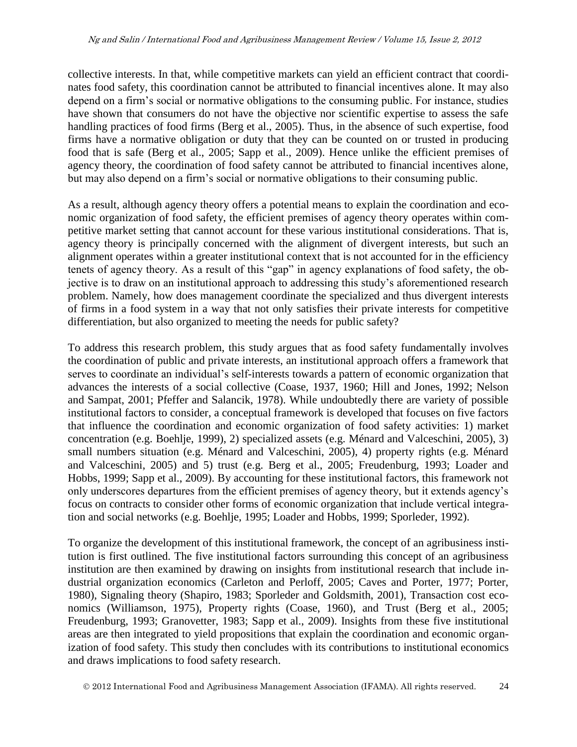collective interests. In that, while competitive markets can yield an efficient contract that coordinates food safety, this coordination cannot be attributed to financial incentives alone. It may also depend on a firm's social or normative obligations to the consuming public. For instance, studies have shown that consumers do not have the objective nor scientific expertise to assess the safe handling practices of food firms (Berg et al., 2005). Thus, in the absence of such expertise, food firms have a normative obligation or duty that they can be counted on or trusted in producing food that is safe (Berg et al., 2005; Sapp et al., 2009). Hence unlike the efficient premises of agency theory, the coordination of food safety cannot be attributed to financial incentives alone, but may also depend on a firm's social or normative obligations to their consuming public.

As a result, although agency theory offers a potential means to explain the coordination and economic organization of food safety, the efficient premises of agency theory operates within competitive market setting that cannot account for these various institutional considerations. That is, agency theory is principally concerned with the alignment of divergent interests, but such an alignment operates within a greater institutional context that is not accounted for in the efficiency tenets of agency theory. As a result of this "gap" in agency explanations of food safety, the objective is to draw on an institutional approach to addressing this study's aforementioned research problem. Namely, how does management coordinate the specialized and thus divergent interests of firms in a food system in a way that not only satisfies their private interests for competitive differentiation, but also organized to meeting the needs for public safety?

To address this research problem, this study argues that as food safety fundamentally involves the coordination of public and private interests, an institutional approach offers a framework that serves to coordinate an individual's self-interests towards a pattern of economic organization that advances the interests of a social collective (Coase, 1937, 1960; Hill and Jones, 1992; Nelson and Sampat, 2001; Pfeffer and Salancik, 1978). While undoubtedly there are variety of possible institutional factors to consider, a conceptual framework is developed that focuses on five factors that influence the coordination and economic organization of food safety activities: 1) market concentration (e.g. Boehlje, 1999), 2) specialized assets (e.g. Ménard and Valceschini, 2005), 3) small numbers situation (e.g. Ménard and Valceschini, 2005), 4) property rights (e.g. Ménard and Valceschini, 2005) and 5) trust (e.g. Berg et al., 2005; Freudenburg, 1993; Loader and Hobbs, 1999; Sapp et al., 2009). By accounting for these institutional factors, this framework not only underscores departures from the efficient premises of agency theory, but it extends agency's focus on contracts to consider other forms of economic organization that include vertical integration and social networks (e.g. Boehlje, 1995; Loader and Hobbs, 1999; Sporleder, 1992).

To organize the development of this institutional framework, the concept of an agribusiness institution is first outlined. The five institutional factors surrounding this concept of an agribusiness institution are then examined by drawing on insights from institutional research that include industrial organization economics (Carleton and Perloff, 2005; Caves and Porter, 1977; Porter, 1980), Signaling theory (Shapiro, 1983; Sporleder and Goldsmith, 2001), Transaction cost economics (Williamson, 1975), Property rights (Coase, 1960), and Trust (Berg et al., 2005; Freudenburg, 1993; Granovetter, 1983; Sapp et al., 2009). Insights from these five institutional areas are then integrated to yield propositions that explain the coordination and economic organization of food safety. This study then concludes with its contributions to institutional economics and draws implications to food safety research.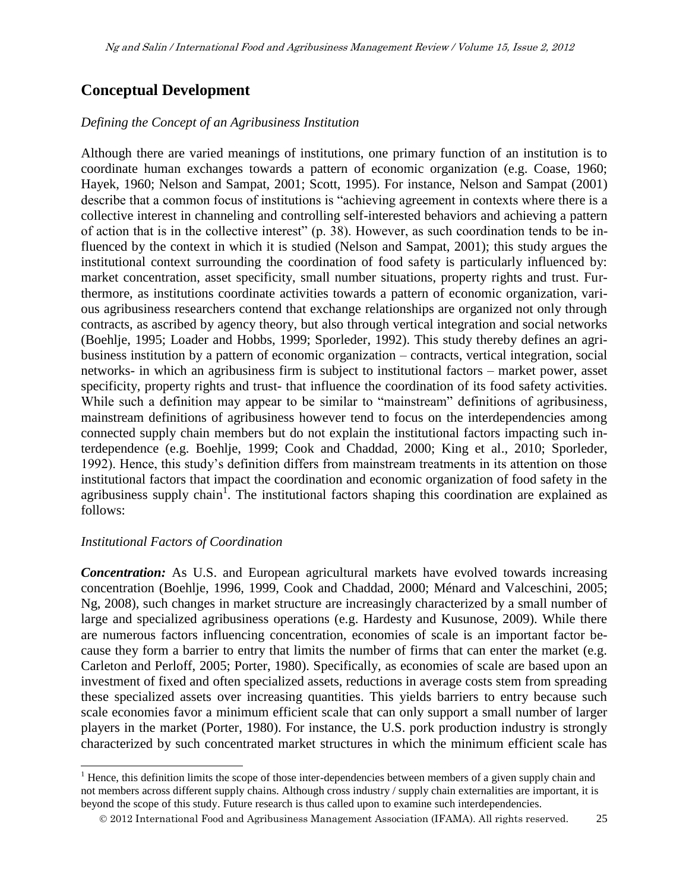## Conceptual Development

### *Defining the Concept of an Agribusiness Institution*

Although there are varied meanings of institutions, one primary function of an institution is to coordinate human exchanges towards a pattern of economic organization (e.g. Coase, 1960; Hayek, 1960; Nelson and Sampat, 2001; Scott, 1995). For instance, Nelson and Sampat (2001) describe that a common focus of institutions is "achieving agreement in contexts where there is a collective interest in channeling and controlling self-interested behaviors and achieving a pattern of action that is in the collective interest" (p. 38). However, as such coordination tends to be influenced by the context in which it is studied (Nelson and Sampat, 2001); this study argues the institutional context surrounding the coordination of food safety is particularly influenced by: market concentration, asset specificity, small number situations, property rights and trust. Furthermore, as institutions coordinate activities towards a pattern of economic organization, various agribusiness researchers contend that exchange relationships are organized not only through contracts, as ascribed by agency theory, but also through vertical integration and social networks (Boehlje, 1995; Loader and Hobbs, 1999; Sporleder, 1992). This study thereby defines an agribusiness institution by a pattern of economic organization – contracts, vertical integration, social networks- in which an agribusiness firm is subject to institutional factors – market power, asset specificity, property rights and trust- that influence the coordination of its food safety activities. While such a definition may appear to be similar to "mainstream" definitions of agribusiness, mainstream definitions of agribusiness however tend to focus on the interdependencies among connected supply chain members but do not explain the institutional factors impacting such interdependence (e.g. Boehlje, 1999; Cook and Chaddad, 2000; King et al., 2010; Sporleder, 1992). Hence, this study's definition differs from mainstream treatments in its attention on those institutional factors that impact the coordination and economic organization of food safety in the agribusiness supply chain[1]. The institutional factors shaping this coordination are explained as follows:

### *Institutional Factors of Coordination*

***Concentration:*** As U.S. and European agricultural markets have evolved towards increasing concentration (Boehlje, 1996, 1999, Cook and Chaddad, 2000; Ménard and Valceschini, 2005; Ng, 2008), such changes in market structure are increasingly characterized by a small number of large and specialized agribusiness operations (e.g. Hardesty and Kusunose, 2009). While there are numerous factors influencing concentration, economies of scale is an important factor because they form a barrier to entry that limits the number of firms that can enter the market (e.g. Carleton and Perloff, 2005; Porter, 1980). Specifically, as economies of scale are based upon an investment of fixed and often specialized assets, reductions in average costs stem from spreading these specialized assets over increasing quantities. This yields barriers to entry because such scale economies favor a minimum efficient scale that can only support a small number of larger players in the market (Porter, 1980). For instance, the U.S. pork production industry is strongly characterized by such concentrated market structures in which the minimum efficient scale has

[1] Hence, this definition limits the scope of those inter-dependencies between members of a given supply chain and not members across different supply chains. Although cross industry / supply chain externalities are important, it is beyond the scope of this study. Future research is thus called upon to examine such interdependencies.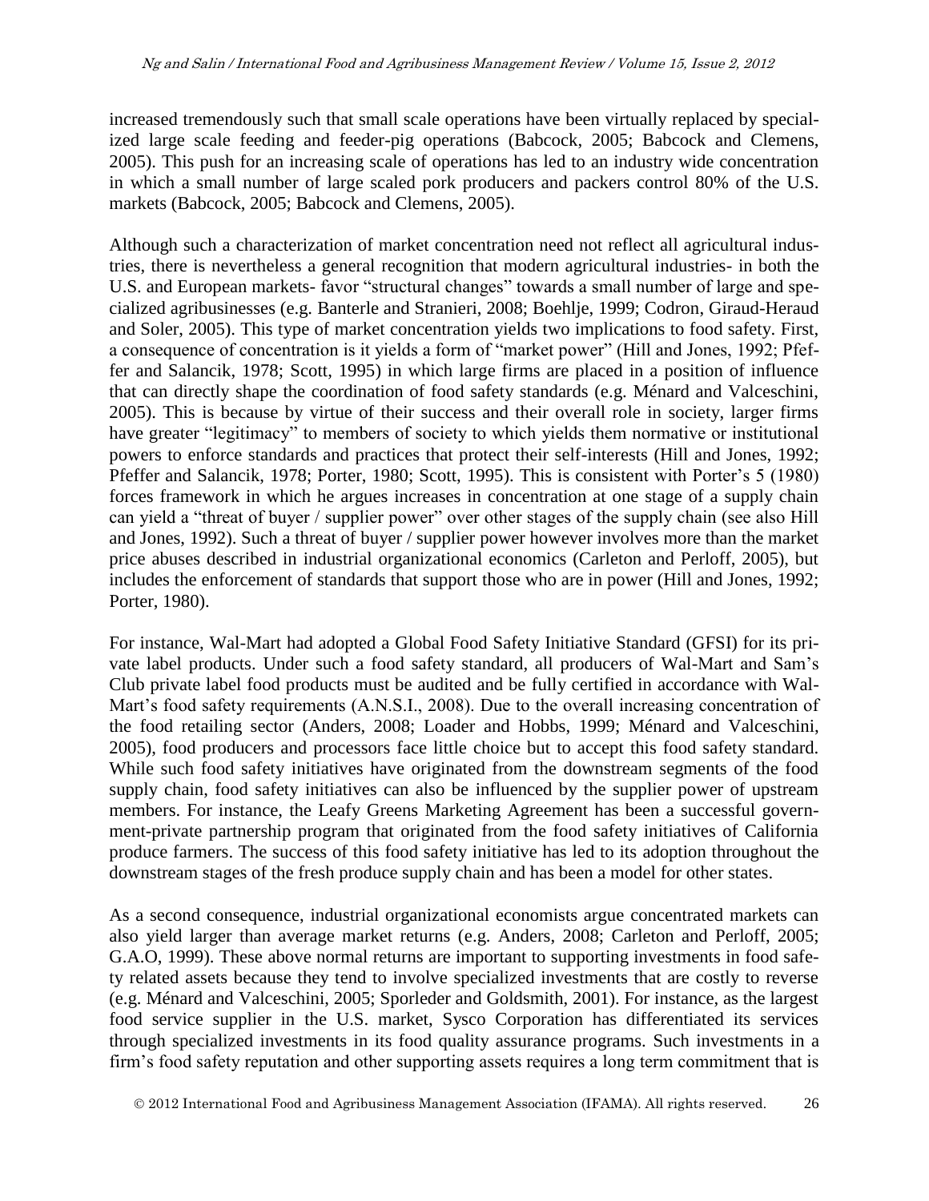increased tremendously such that small scale operations have been virtually replaced by specialized large scale feeding and feeder-pig operations (Babcock, 2005; Babcock and Clemens, 2005). This push for an increasing scale of operations has led to an industry wide concentration in which a small number of large scaled pork producers and packers control 80% of the U.S. markets (Babcock, 2005; Babcock and Clemens, 2005).

Although such a characterization of market concentration need not reflect all agricultural industries, there is nevertheless a general recognition that modern agricultural industries- in both the U.S. and European markets- favor "structural changes" towards a small number of large and specialized agribusinesses (e.g. Banterle and Stranieri, 2008; Boehlje, 1999; Codron, Giraud-Heraud and Soler, 2005). This type of market concentration yields two implications to food safety. First, a consequence of concentration is it yields a form of "market power" (Hill and Jones, 1992; Pfeffer and Salancik, 1978; Scott, 1995) in which large firms are placed in a position of influence that can directly shape the coordination of food safety standards (e.g. Ménard and Valceschini, 2005). This is because by virtue of their success and their overall role in society, larger firms have greater "legitimacy" to members of society to which yields them normative or institutional powers to enforce standards and practices that protect their self-interests (Hill and Jones, 1992; Pfeffer and Salancik, 1978; Porter, 1980; Scott, 1995). This is consistent with Porter's 5 (1980) forces framework in which he argues increases in concentration at one stage of a supply chain can yield a "threat of buyer / supplier power" over other stages of the supply chain (see also Hill and Jones, 1992). Such a threat of buyer / supplier power however involves more than the market price abuses described in industrial organizational economics (Carleton and Perloff, 2005), but includes the enforcement of standards that support those who are in power (Hill and Jones, 1992; Porter, 1980).

For instance, Wal-Mart had adopted a Global Food Safety Initiative Standard (GFSI) for its private label products. Under such a food safety standard, all producers of Wal-Mart and Sam's Club private label food products must be audited and be fully certified in accordance with Wal-Mart's food safety requirements (A.N.S.I., 2008). Due to the overall increasing concentration of the food retailing sector (Anders, 2008; Loader and Hobbs, 1999; Ménard and Valceschini, 2005), food producers and processors face little choice but to accept this food safety standard. While such food safety initiatives have originated from the downstream segments of the food supply chain, food safety initiatives can also be influenced by the supplier power of upstream members. For instance, the Leafy Greens Marketing Agreement has been a successful government-private partnership program that originated from the food safety initiatives of California produce farmers. The success of this food safety initiative has led to its adoption throughout the downstream stages of the fresh produce supply chain and has been a model for other states.

As a second consequence, industrial organizational economists argue concentrated markets can also yield larger than average market returns (e.g. Anders, 2008; Carleton and Perloff, 2005; G.A.O, 1999). These above normal returns are important to supporting investments in food safety related assets because they tend to involve specialized investments that are costly to reverse (e.g. Ménard and Valceschini, 2005; Sporleder and Goldsmith, 2001). For instance, as the largest food service supplier in the U.S. market, Sysco Corporation has differentiated its services through specialized investments in its food quality assurance programs. Such investments in a firm's food safety reputation and other supporting assets requires a long term commitment that is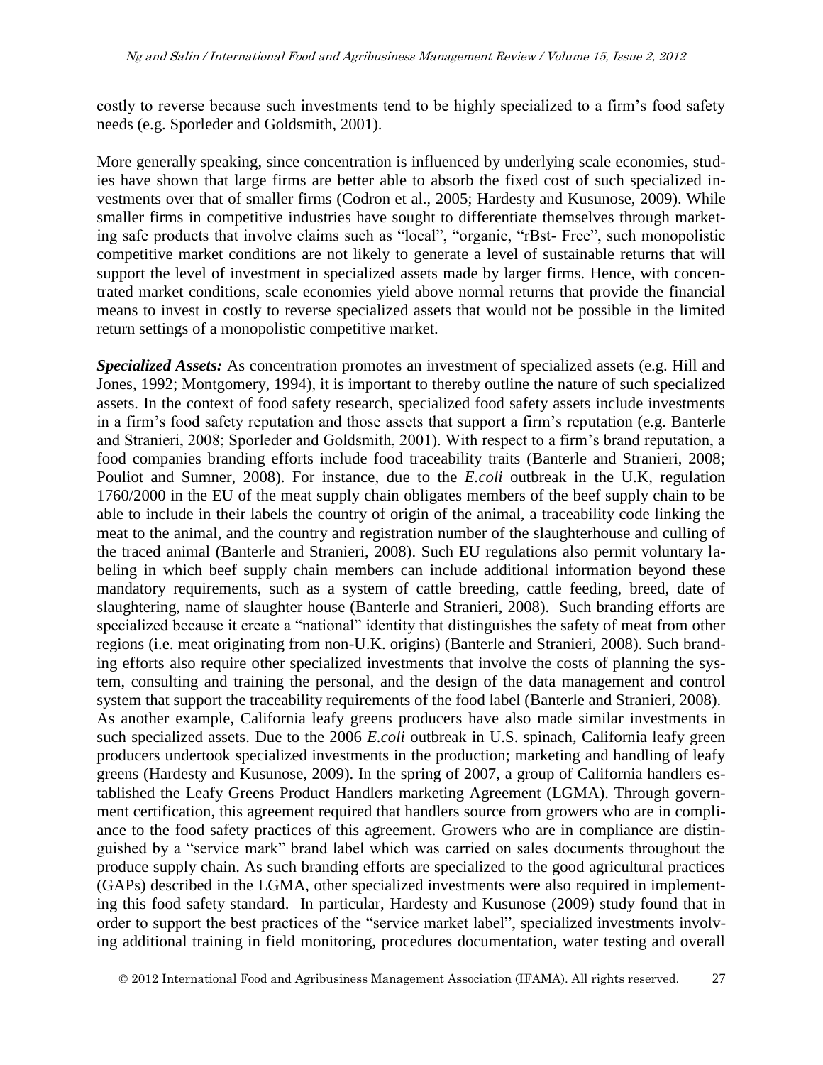costly to reverse because such investments tend to be highly specialized to a firm's food safety needs (e.g. Sporleder and Goldsmith, 2001).

More generally speaking, since concentration is influenced by underlying scale economies, studies have shown that large firms are better able to absorb the fixed cost of such specialized investments over that of smaller firms (Codron et al., 2005; Hardesty and Kusunose, 2009). While smaller firms in competitive industries have sought to differentiate themselves through marketing safe products that involve claims such as "local", "organic, "rBst- Free", such monopolistic competitive market conditions are not likely to generate a level of sustainable returns that will support the level of investment in specialized assets made by larger firms. Hence, with concentrated market conditions, scale economies yield above normal returns that provide the financial means to invest in costly to reverse specialized assets that would not be possible in the limited return settings of a monopolistic competitive market.

***Specialized Assets:*** As concentration promotes an investment of specialized assets (e.g. Hill and Jones, 1992; Montgomery, 1994), it is important to thereby outline the nature of such specialized assets. In the context of food safety research, specialized food safety assets include investments in a firm's food safety reputation and those assets that support a firm's reputation (e.g. Banterle and Stranieri, 2008; Sporleder and Goldsmith, 2001). With respect to a firm's brand reputation, a food companies branding efforts include food traceability traits (Banterle and Stranieri, 2008; Pouliot and Sumner, 2008). For instance, due to the *E.coli* outbreak in the U.K, regulation 1760/2000 in the EU of the meat supply chain obligates members of the beef supply chain to be able to include in their labels the country of origin of the animal, a traceability code linking the meat to the animal, and the country and registration number of the slaughterhouse and culling of the traced animal (Banterle and Stranieri, 2008). Such EU regulations also permit voluntary labeling in which beef supply chain members can include additional information beyond these mandatory requirements, such as a system of cattle breeding, cattle feeding, breed, date of slaughtering, name of slaughter house (Banterle and Stranieri, 2008). Such branding efforts are specialized because it create a "national" identity that distinguishes the safety of meat from other regions (i.e. meat originating from non-U.K. origins) (Banterle and Stranieri, 2008). Such branding efforts also require other specialized investments that involve the costs of planning the system, consulting and training the personal, and the design of the data management and control system that support the traceability requirements of the food label (Banterle and Stranieri, 2008).
As another example, California leafy greens producers have also made similar investments in such specialized assets. Due to the 2006 *E.coli* outbreak in U.S. spinach, California leafy green producers undertook specialized investments in the production; marketing and handling of leafy greens (Hardesty and Kusunose, 2009). In the spring of 2007, a group of California handlers established the Leafy Greens Product Handlers marketing Agreement (LGMA). Through government certification, this agreement required that handlers source from growers who are in compliance to the food safety practices of this agreement. Growers who are in compliance are distinguished by a "service mark" brand label which was carried on sales documents throughout the produce supply chain. As such branding efforts are specialized to the good agricultural practices (GAPs) described in the LGMA, other specialized investments were also required in implementing this food safety standard. In particular, Hardesty and Kusunose (2009) study found that in order to support the best practices of the "service market label", specialized investments involving additional training in field monitoring, procedures documentation, water testing and overall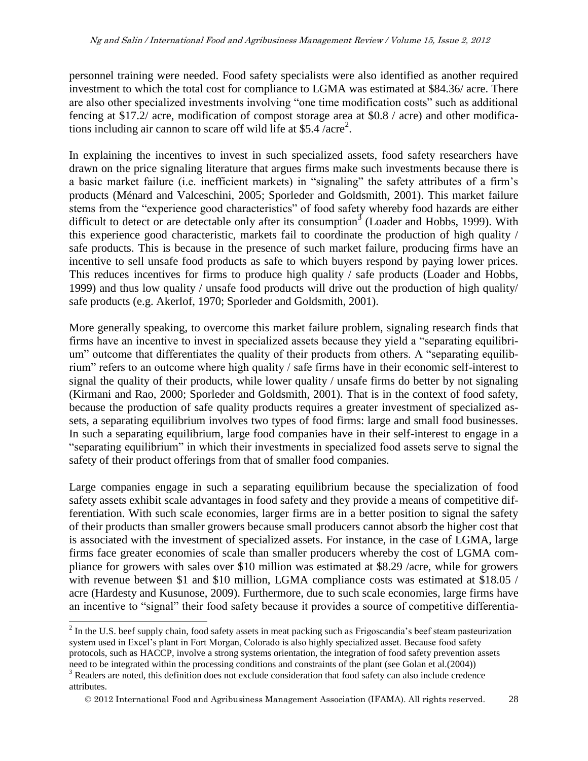personnel training were needed. Food safety specialists were also identified as another required investment to which the total cost for compliance to LGMA was estimated at \$84.36/ acre. There are also other specialized investments involving "one time modification costs" such as additional fencing at \$17.2/ acre, modification of compost storage area at \$0.8 / acre) and other modifications including air cannon to scare off wild life at \$5.4 /acre[2].

In explaining the incentives to invest in such specialized assets, food safety researchers have drawn on the price signaling literature that argues firms make such investments because there is a basic market failure (i.e. inefficient markets) in "signaling" the safety attributes of a firm's products (Ménard and Valceschini, 2005; Sporleder and Goldsmith, 2001). This market failure stems from the "experience good characteristics" of food safety whereby food hazards are either difficult to detect or are detectable only after its consumption[3] (Loader and Hobbs, 1999). With this experience good characteristic, markets fail to coordinate the production of high quality / safe products. This is because in the presence of such market failure, producing firms have an incentive to sell unsafe food products as safe to which buyers respond by paying lower prices. This reduces incentives for firms to produce high quality / safe products (Loader and Hobbs, 1999) and thus low quality / unsafe food products will drive out the production of high quality/ safe products (e.g. Akerlof, 1970; Sporleder and Goldsmith, 2001).

More generally speaking, to overcome this market failure problem, signaling research finds that firms have an incentive to invest in specialized assets because they yield a "separating equilibrium" outcome that differentiates the quality of their products from others. A "separating equilibrium" refers to an outcome where high quality / safe firms have in their economic self-interest to signal the quality of their products, while lower quality / unsafe firms do better by not signaling (Kirmani and Rao, 2000; Sporleder and Goldsmith, 2001). That is in the context of food safety, because the production of safe quality products requires a greater investment of specialized assets, a separating equilibrium involves two types of food firms: large and small food businesses. In such a separating equilibrium, large food companies have in their self-interest to engage in a "separating equilibrium" in which their investments in specialized food assets serve to signal the safety of their product offerings from that of smaller food companies.

Large companies engage in such a separating equilibrium because the specialization of food safety assets exhibit scale advantages in food safety and they provide a means of competitive differentiation. With such scale economies, larger firms are in a better position to signal the safety of their products than smaller growers because small producers cannot absorb the higher cost that is associated with the investment of specialized assets. For instance, in the case of LGMA, large firms face greater economies of scale than smaller producers whereby the cost of LGMA compliance for growers with sales over \$10 million was estimated at \$8.29 /acre, while for growers with revenue between \$1 and \$10 million, LGMA compliance costs was estimated at \$18.05 / acre (Hardesty and Kusunose, 2009). Furthermore, due to such scale economies, large firms have an incentive to "signal" their food safety because it provides a source of competitive differentia-

[2] In the U.S. beef supply chain, food safety assets in meat packing such as Frigoscandia's beef steam pasteurization system used in Excel's plant in Fort Morgan, Colorado is also highly specialized asset. Because food safety protocols, such as HACCP, involve a strong systems orientation, the integration of food safety prevention assets need to be integrated within the processing conditions and constraints of the plant (see Golan et al.(2004))

[3] Readers are noted, this definition does not exclude consideration that food safety can also include credence attributes.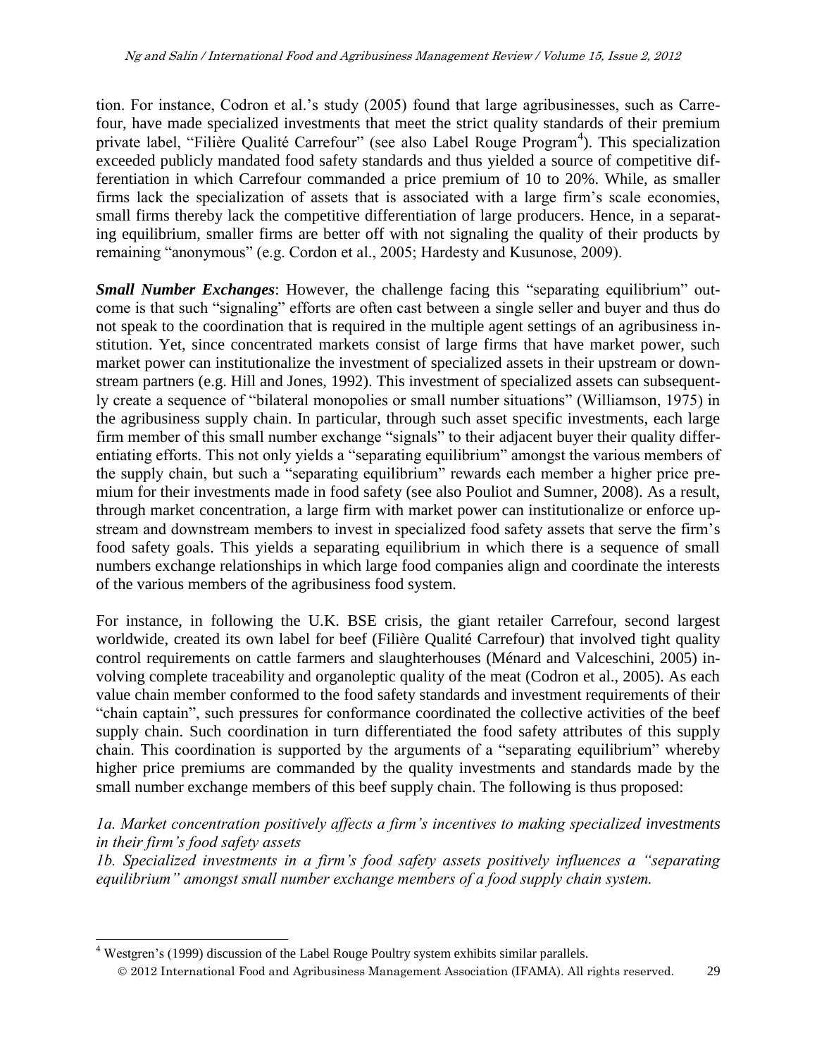tion. For instance, Codron et al.'s study (2005) found that large agribusinesses, such as Carrefour, have made specialized investments that meet the strict quality standards of their premium private label, "Filière Qualité Carrefour" (see also Label Rouge Program[4]). This specialization exceeded publicly mandated food safety standards and thus yielded a source of competitive differentiation in which Carrefour commanded a price premium of 10 to 20%. While, as smaller firms lack the specialization of assets that is associated with a large firm's scale economies, small firms thereby lack the competitive differentiation of large producers. Hence, in a separating equilibrium, smaller firms are better off with not signaling the quality of their products by remaining "anonymous" (e.g. Cordon et al., 2005; Hardesty and Kusunose, 2009).

***Small Number Exchanges***: However, the challenge facing this "separating equilibrium" outcome is that such "signaling" efforts are often cast between a single seller and buyer and thus do not speak to the coordination that is required in the multiple agent settings of an agribusiness institution. Yet, since concentrated markets consist of large firms that have market power, such market power can institutionalize the investment of specialized assets in their upstream or downstream partners (e.g. Hill and Jones, 1992). This investment of specialized assets can subsequently create a sequence of "bilateral monopolies or small number situations" (Williamson, 1975) in the agribusiness supply chain. In particular, through such asset specific investments, each large firm member of this small number exchange "signals" to their adjacent buyer their quality differentiating efforts. This not only yields a "separating equilibrium" amongst the various members of the supply chain, but such a "separating equilibrium" rewards each member a higher price premium for their investments made in food safety (see also Pouliot and Sumner, 2008). As a result, through market concentration, a large firm with market power can institutionalize or enforce upstream and downstream members to invest in specialized food safety assets that serve the firm's food safety goals. This yields a separating equilibrium in which there is a sequence of small numbers exchange relationships in which large food companies align and coordinate the interests of the various members of the agribusiness food system.

For instance, in following the U.K. BSE crisis, the giant retailer Carrefour, second largest worldwide, created its own label for beef (Filière Qualité Carrefour) that involved tight quality control requirements on cattle farmers and slaughterhouses (Ménard and Valceschini, 2005) involving complete traceability and organoleptic quality of the meat (Codron et al., 2005). As each value chain member conformed to the food safety standards and investment requirements of their "chain captain", such pressures for conformance coordinated the collective activities of the beef supply chain. Such coordination in turn differentiated the food safety attributes of this supply chain. This coordination is supported by the arguments of a "separating equilibrium" whereby higher price premiums are commanded by the quality investments and standards made by the small number exchange members of this beef supply chain. The following is thus proposed:

*1a. Market concentration positively affects a firm's incentives to making specialized investments in their firm's food safety assets*

*1b. Specialized investments in a firm's food safety assets positively influences a "separating equilibrium" amongst small number exchange members of a food supply chain system.*

---

[4] Westgren's (1999) discussion of the Label Rouge Poultry system exhibits similar parallels.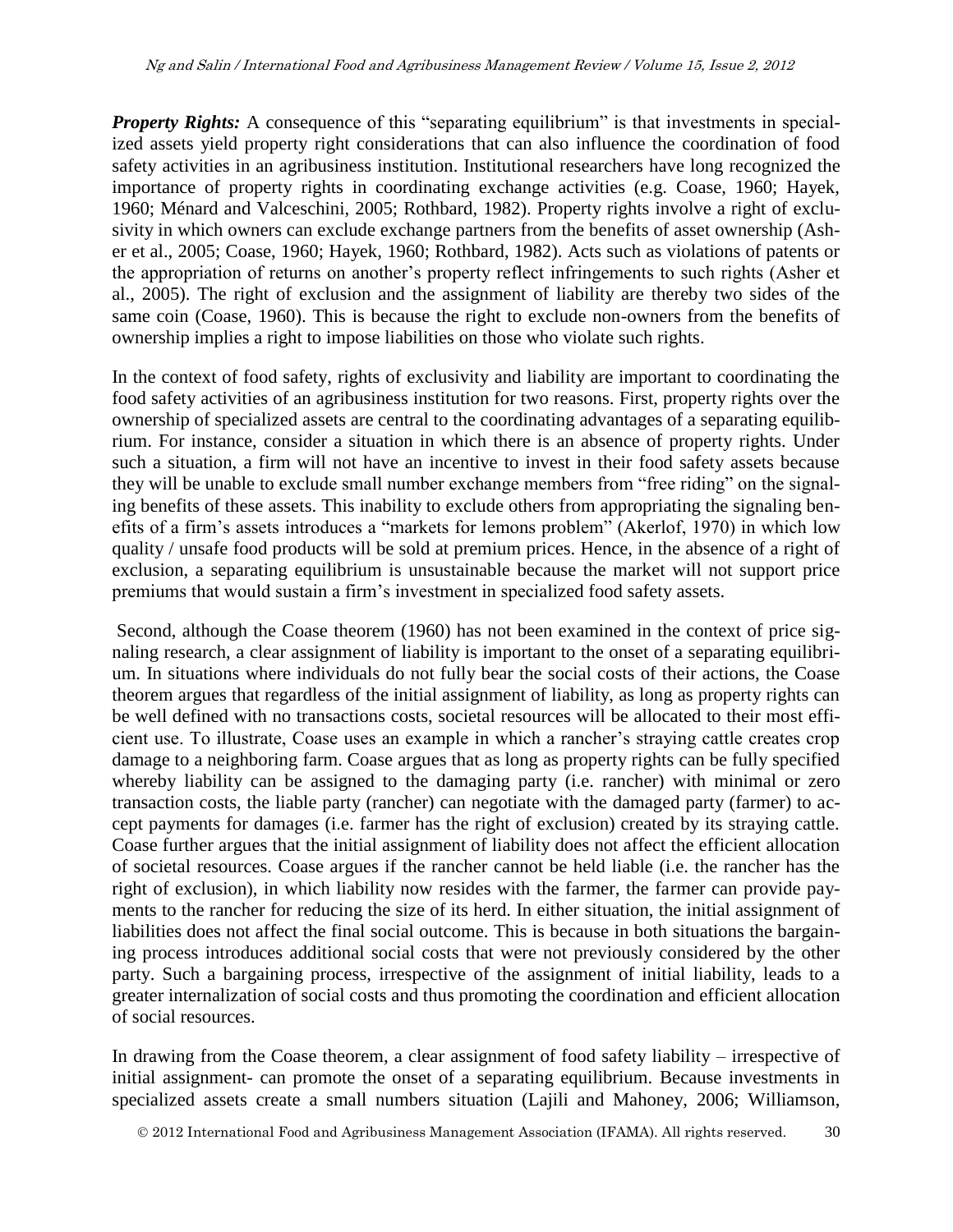***Property Rights:*** A consequence of this "separating equilibrium" is that investments in specialized assets yield property right considerations that can also influence the coordination of food safety activities in an agribusiness institution. Institutional researchers have long recognized the importance of property rights in coordinating exchange activities (e.g. Coase, 1960; Hayek, 1960; Ménard and Valceschini, 2005; Rothbard, 1982). Property rights involve a right of exclusivity in which owners can exclude exchange partners from the benefits of asset ownership (Asher et al., 2005; Coase, 1960; Hayek, 1960; Rothbard, 1982). Acts such as violations of patents or the appropriation of returns on another's property reflect infringements to such rights (Asher et al., 2005). The right of exclusion and the assignment of liability are thereby two sides of the same coin (Coase, 1960). This is because the right to exclude non-owners from the benefits of ownership implies a right to impose liabilities on those who violate such rights.

In the context of food safety, rights of exclusivity and liability are important to coordinating the food safety activities of an agribusiness institution for two reasons. First, property rights over the ownership of specialized assets are central to the coordinating advantages of a separating equilibrium. For instance, consider a situation in which there is an absence of property rights. Under such a situation, a firm will not have an incentive to invest in their food safety assets because they will be unable to exclude small number exchange members from "free riding" on the signaling benefits of these assets. This inability to exclude others from appropriating the signaling benefits of a firm's assets introduces a "markets for lemons problem" (Akerlof, 1970) in which low quality / unsafe food products will be sold at premium prices. Hence, in the absence of a right of exclusion, a separating equilibrium is unsustainable because the market will not support price premiums that would sustain a firm's investment in specialized food safety assets.

Second, although the Coase theorem (1960) has not been examined in the context of price signaling research, a clear assignment of liability is important to the onset of a separating equilibrium. In situations where individuals do not fully bear the social costs of their actions, the Coase theorem argues that regardless of the initial assignment of liability, as long as property rights can be well defined with no transactions costs, societal resources will be allocated to their most efficient use. To illustrate, Coase uses an example in which a rancher's straying cattle creates crop damage to a neighboring farm. Coase argues that as long as property rights can be fully specified whereby liability can be assigned to the damaging party (i.e. rancher) with minimal or zero transaction costs, the liable party (rancher) can negotiate with the damaged party (farmer) to accept payments for damages (i.e. farmer has the right of exclusion) created by its straying cattle. Coase further argues that the initial assignment of liability does not affect the efficient allocation of societal resources. Coase argues if the rancher cannot be held liable (i.e. the rancher has the right of exclusion), in which liability now resides with the farmer, the farmer can provide payments to the rancher for reducing the size of its herd. In either situation, the initial assignment of liabilities does not affect the final social outcome. This is because in both situations the bargaining process introduces additional social costs that were not previously considered by the other party. Such a bargaining process, irrespective of the assignment of initial liability, leads to a greater internalization of social costs and thus promoting the coordination and efficient allocation of social resources.

In drawing from the Coase theorem, a clear assignment of food safety liability – irrespective of initial assignment- can promote the onset of a separating equilibrium. Because investments in specialized assets create a small numbers situation (Lajili and Mahoney, 2006; Williamson,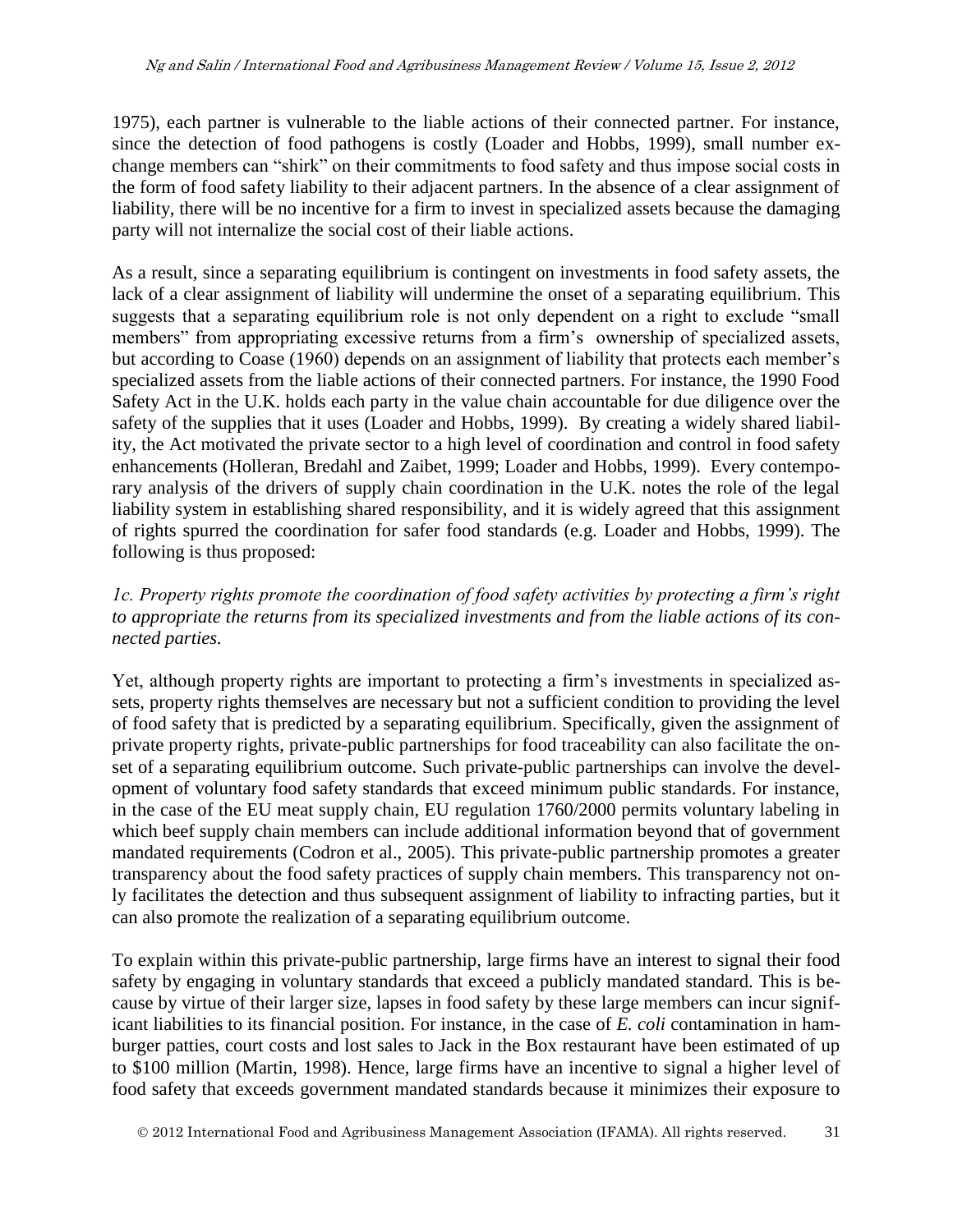1975), each partner is vulnerable to the liable actions of their connected partner. For instance, since the detection of food pathogens is costly (Loader and Hobbs, 1999), small number exchange members can "shirk" on their commitments to food safety and thus impose social costs in the form of food safety liability to their adjacent partners. In the absence of a clear assignment of liability, there will be no incentive for a firm to invest in specialized assets because the damaging party will not internalize the social cost of their liable actions.

As a result, since a separating equilibrium is contingent on investments in food safety assets, the lack of a clear assignment of liability will undermine the onset of a separating equilibrium. This suggests that a separating equilibrium role is not only dependent on a right to exclude "small members" from appropriating excessive returns from a firm's ownership of specialized assets, but according to Coase (1960) depends on an assignment of liability that protects each member's specialized assets from the liable actions of their connected partners. For instance, the 1990 Food Safety Act in the U.K. holds each party in the value chain accountable for due diligence over the safety of the supplies that it uses (Loader and Hobbs, 1999). By creating a widely shared liability, the Act motivated the private sector to a high level of coordination and control in food safety enhancements (Holleran, Bredahl and Zaibet, 1999; Loader and Hobbs, 1999). Every contemporary analysis of the drivers of supply chain coordination in the U.K. notes the role of the legal liability system in establishing shared responsibility, and it is widely agreed that this assignment of rights spurred the coordination for safer food standards (e.g. Loader and Hobbs, 1999). The following is thus proposed:

*1c. Property rights promote the coordination of food safety activities by protecting a firm's right to appropriate the returns from its specialized investments and from the liable actions of its connected parties.*

Yet, although property rights are important to protecting a firm's investments in specialized assets, property rights themselves are necessary but not a sufficient condition to providing the level of food safety that is predicted by a separating equilibrium. Specifically, given the assignment of private property rights, private-public partnerships for food traceability can also facilitate the onset of a separating equilibrium outcome. Such private-public partnerships can involve the development of voluntary food safety standards that exceed minimum public standards. For instance, in the case of the EU meat supply chain, EU regulation 1760/2000 permits voluntary labeling in which beef supply chain members can include additional information beyond that of government mandated requirements (Codron et al., 2005). This private-public partnership promotes a greater transparency about the food safety practices of supply chain members. This transparency not only facilitates the detection and thus subsequent assignment of liability to infracting parties, but it can also promote the realization of a separating equilibrium outcome.

To explain within this private-public partnership, large firms have an interest to signal their food safety by engaging in voluntary standards that exceed a publicly mandated standard. This is because by virtue of their larger size, lapses in food safety by these large members can incur significant liabilities to its financial position. For instance, in the case of *E. coli* contamination in hamburger patties, court costs and lost sales to Jack in the Box restaurant have been estimated of up to $100 million (Martin, 1998). Hence, large firms have an incentive to signal a higher level of food safety that exceeds government mandated standards because it minimizes their exposure to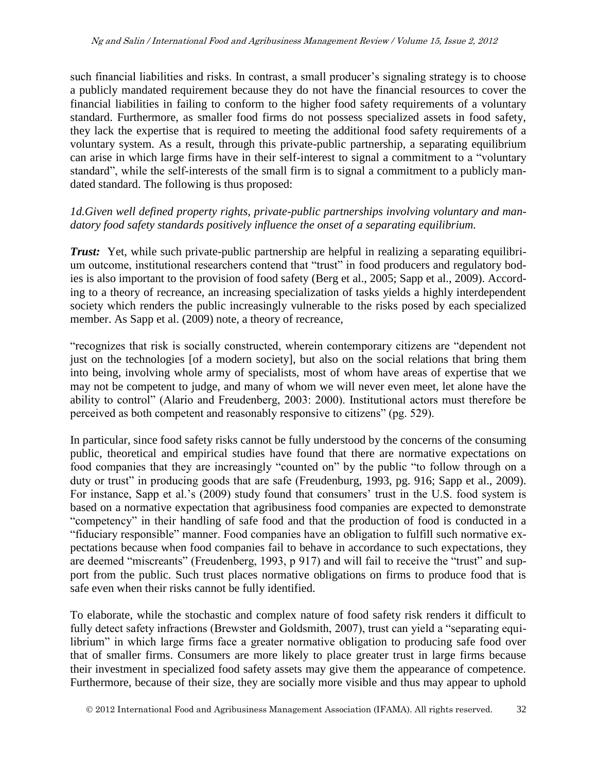such financial liabilities and risks. In contrast, a small producer's signaling strategy is to choose a publicly mandated requirement because they do not have the financial resources to cover the financial liabilities in failing to conform to the higher food safety requirements of a voluntary standard. Furthermore, as smaller food firms do not possess specialized assets in food safety, they lack the expertise that is required to meeting the additional food safety requirements of a voluntary system. As a result, through this private-public partnership, a separating equilibrium can arise in which large firms have in their self-interest to signal a commitment to a "voluntary standard", while the self-interests of the small firm is to signal a commitment to a publicly mandated standard. The following is thus proposed:

*1d.Given well defined property rights, private-public partnerships involving voluntary and mandatory food safety standards positively influence the onset of a separating equilibrium.*

***Trust:*** Yet, while such private-public partnership are helpful in realizing a separating equilibrium outcome, institutional researchers contend that "trust" in food producers and regulatory bodies is also important to the provision of food safety (Berg et al., 2005; Sapp et al., 2009). According to a theory of recreance, an increasing specialization of tasks yields a highly interdependent society which renders the public increasingly vulnerable to the risks posed by each specialized member. As Sapp et al. (2009) note, a theory of recreance,

"recognizes that risk is socially constructed, wherein contemporary citizens are "dependent not just on the technologies [of a modern society], but also on the social relations that bring them into being, involving whole army of specialists, most of whom have areas of expertise that we may not be competent to judge, and many of whom we will never even meet, let alone have the ability to control" (Alario and Freudenberg, 2003: 2000). Institutional actors must therefore be perceived as both competent and reasonably responsive to citizens" (pg. 529).

In particular, since food safety risks cannot be fully understood by the concerns of the consuming public, theoretical and empirical studies have found that there are normative expectations on food companies that they are increasingly "counted on" by the public "to follow through on a duty or trust" in producing goods that are safe (Freudenburg, 1993, pg. 916; Sapp et al., 2009). For instance, Sapp et al.'s (2009) study found that consumers' trust in the U.S. food system is based on a normative expectation that agribusiness food companies are expected to demonstrate "competency" in their handling of safe food and that the production of food is conducted in a "fiduciary responsible" manner. Food companies have an obligation to fulfill such normative expectations because when food companies fail to behave in accordance to such expectations, they are deemed "miscreants" (Freudenberg, 1993, p 917) and will fail to receive the "trust" and support from the public. Such trust places normative obligations on firms to produce food that is safe even when their risks cannot be fully identified.

To elaborate, while the stochastic and complex nature of food safety risk renders it difficult to fully detect safety infractions (Brewster and Goldsmith, 2007), trust can yield a "separating equilibrium" in which large firms face a greater normative obligation to producing safe food over that of smaller firms. Consumers are more likely to place greater trust in large firms because their investment in specialized food safety assets may give them the appearance of competence. Furthermore, because of their size, they are socially more visible and thus may appear to uphold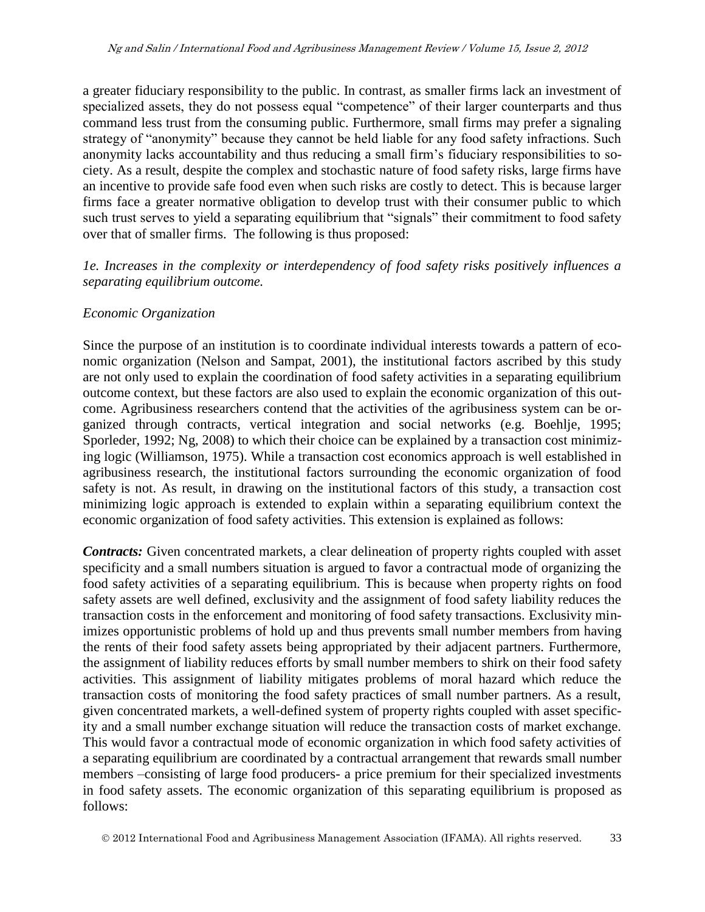a greater fiduciary responsibility to the public. In contrast, as smaller firms lack an investment of specialized assets, they do not possess equal "competence" of their larger counterparts and thus command less trust from the consuming public. Furthermore, small firms may prefer a signaling strategy of "anonymity" because they cannot be held liable for any food safety infractions. Such anonymity lacks accountability and thus reducing a small firm's fiduciary responsibilities to society. As a result, despite the complex and stochastic nature of food safety risks, large firms have an incentive to provide safe food even when such risks are costly to detect. This is because larger firms face a greater normative obligation to develop trust with their consumer public to which such trust serves to yield a separating equilibrium that "signals" their commitment to food safety over that of smaller firms. The following is thus proposed:

*1e. Increases in the complexity or interdependency of food safety risks positively influences a separating equilibrium outcome.*

*Economic Organization*

Since the purpose of an institution is to coordinate individual interests towards a pattern of economic organization (Nelson and Sampat, 2001), the institutional factors ascribed by this study are not only used to explain the coordination of food safety activities in a separating equilibrium outcome context, but these factors are also used to explain the economic organization of this outcome. Agribusiness researchers contend that the activities of the agribusiness system can be organized through contracts, vertical integration and social networks (e.g. Boehlje, 1995; Sporleder, 1992; Ng, 2008) to which their choice can be explained by a transaction cost minimizing logic (Williamson, 1975). While a transaction cost economics approach is well established in agribusiness research, the institutional factors surrounding the economic organization of food safety is not. As result, in drawing on the institutional factors of this study, a transaction cost minimizing logic approach is extended to explain within a separating equilibrium context the economic organization of food safety activities. This extension is explained as follows:

***Contracts:*** Given concentrated markets, a clear delineation of property rights coupled with asset specificity and a small numbers situation is argued to favor a contractual mode of organizing the food safety activities of a separating equilibrium. This is because when property rights on food safety assets are well defined, exclusivity and the assignment of food safety liability reduces the transaction costs in the enforcement and monitoring of food safety transactions. Exclusivity minimizes opportunistic problems of hold up and thus prevents small number members from having the rents of their food safety assets being appropriated by their adjacent partners. Furthermore, the assignment of liability reduces efforts by small number members to shirk on their food safety activities. This assignment of liability mitigates problems of moral hazard which reduce the transaction costs of monitoring the food safety practices of small number partners. As a result, given concentrated markets, a well-defined system of property rights coupled with asset specificity and a small number exchange situation will reduce the transaction costs of market exchange. This would favor a contractual mode of economic organization in which food safety activities of a separating equilibrium are coordinated by a contractual arrangement that rewards small number members –consisting of large food producers- a price premium for their specialized investments in food safety assets. The economic organization of this separating equilibrium is proposed as follows: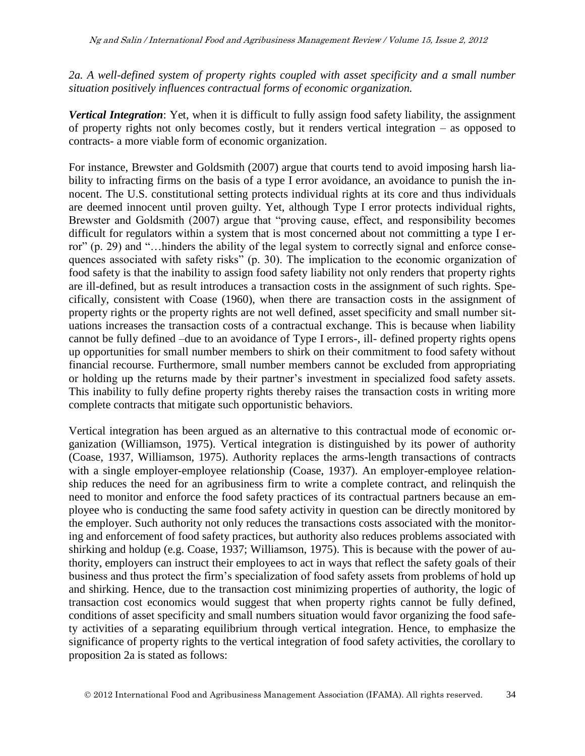*2a. A well-defined system of property rights coupled with asset specificity and a small number situation positively influences contractual forms of economic organization.*

***Vertical Integration***: Yet, when it is difficult to fully assign food safety liability, the assignment of property rights not only becomes costly, but it renders vertical integration – as opposed to contracts- a more viable form of economic organization.

For instance, Brewster and Goldsmith (2007) argue that courts tend to avoid imposing harsh liability to infracting firms on the basis of a type I error avoidance, an avoidance to punish the innocent. The U.S. constitutional setting protects individual rights at its core and thus individuals are deemed innocent until proven guilty. Yet, although Type I error protects individual rights, Brewster and Goldsmith (2007) argue that "proving cause, effect, and responsibility becomes difficult for regulators within a system that is most concerned about not committing a type I error" (p. 29) and "…hinders the ability of the legal system to correctly signal and enforce consequences associated with safety risks" (p. 30). The implication to the economic organization of food safety is that the inability to assign food safety liability not only renders that property rights are ill-defined, but as result introduces a transaction costs in the assignment of such rights. Specifically, consistent with Coase (1960), when there are transaction costs in the assignment of property rights or the property rights are not well defined, asset specificity and small number situations increases the transaction costs of a contractual exchange. This is because when liability cannot be fully defined –due to an avoidance of Type I errors-, ill- defined property rights opens up opportunities for small number members to shirk on their commitment to food safety without financial recourse. Furthermore, small number members cannot be excluded from appropriating or holding up the returns made by their partner's investment in specialized food safety assets. This inability to fully define property rights thereby raises the transaction costs in writing more complete contracts that mitigate such opportunistic behaviors.

Vertical integration has been argued as an alternative to this contractual mode of economic organization (Williamson, 1975). Vertical integration is distinguished by its power of authority (Coase, 1937, Williamson, 1975). Authority replaces the arms-length transactions of contracts with a single employer-employee relationship (Coase, 1937). An employer-employee relationship reduces the need for an agribusiness firm to write a complete contract, and relinquish the need to monitor and enforce the food safety practices of its contractual partners because an employee who is conducting the same food safety activity in question can be directly monitored by the employer. Such authority not only reduces the transactions costs associated with the monitoring and enforcement of food safety practices, but authority also reduces problems associated with shirking and holdup (e.g. Coase, 1937; Williamson, 1975). This is because with the power of authority, employers can instruct their employees to act in ways that reflect the safety goals of their business and thus protect the firm's specialization of food safety assets from problems of hold up and shirking. Hence, due to the transaction cost minimizing properties of authority, the logic of transaction cost economics would suggest that when property rights cannot be fully defined, conditions of asset specificity and small numbers situation would favor organizing the food safety activities of a separating equilibrium through vertical integration. Hence, to emphasize the significance of property rights to the vertical integration of food safety activities, the corollary to proposition 2a is stated as follows: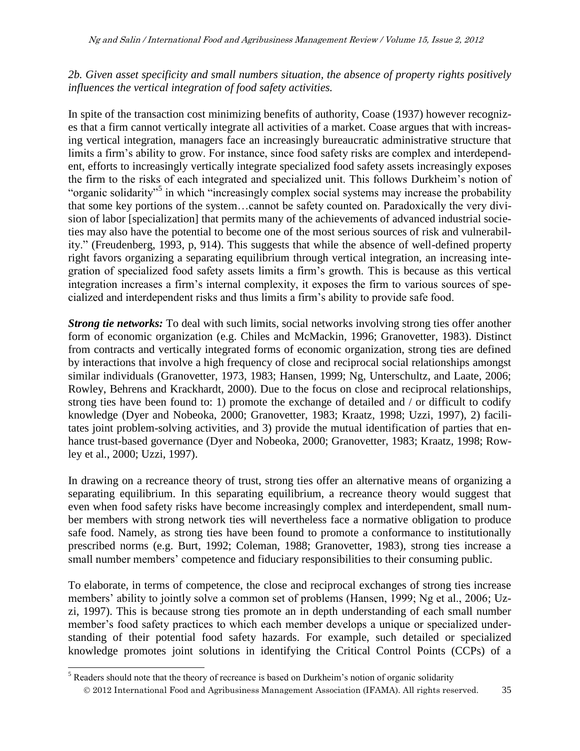*2b. Given asset specificity and small numbers situation, the absence of property rights positively influences the vertical integration of food safety activities.*

In spite of the transaction cost minimizing benefits of authority, Coase (1937) however recognizes that a firm cannot vertically integrate all activities of a market. Coase argues that with increasing vertical integration, managers face an increasingly bureaucratic administrative structure that limits a firm's ability to grow. For instance, since food safety risks are complex and interdependent, efforts to increasingly vertically integrate specialized food safety assets increasingly exposes the firm to the risks of each integrated and specialized unit. This follows Durkheim's notion of "organic solidarity"[5] in which "increasingly complex social systems may increase the probability that some key portions of the system…cannot be safety counted on. Paradoxically the very division of labor [specialization] that permits many of the achievements of advanced industrial societies may also have the potential to become one of the most serious sources of risk and vulnerability." (Freudenberg, 1993, p, 914). This suggests that while the absence of well-defined property right favors organizing a separating equilibrium through vertical integration, an increasing integration of specialized food safety assets limits a firm's growth. This is because as this vertical integration increases a firm's internal complexity, it exposes the firm to various sources of specialized and interdependent risks and thus limits a firm's ability to provide safe food.

***Strong tie networks:*** To deal with such limits, social networks involving strong ties offer another form of economic organization (e.g. Chiles and McMackin, 1996; Granovetter, 1983). Distinct from contracts and vertically integrated forms of economic organization, strong ties are defined by interactions that involve a high frequency of close and reciprocal social relationships amongst similar individuals (Granovetter, 1973, 1983; Hansen, 1999; Ng, Unterschultz, and Laate, 2006; Rowley, Behrens and Krackhardt, 2000). Due to the focus on close and reciprocal relationships, strong ties have been found to: 1) promote the exchange of detailed and / or difficult to codify knowledge (Dyer and Nobeoka, 2000; Granovetter, 1983; Kraatz, 1998; Uzzi, 1997), 2) facilitates joint problem-solving activities, and 3) provide the mutual identification of parties that enhance trust-based governance (Dyer and Nobeoka, 2000; Granovetter, 1983; Kraatz, 1998; Rowley et al., 2000; Uzzi, 1997).

In drawing on a recreance theory of trust, strong ties offer an alternative means of organizing a separating equilibrium. In this separating equilibrium, a recreance theory would suggest that even when food safety risks have become increasingly complex and interdependent, small number members with strong network ties will nevertheless face a normative obligation to produce safe food. Namely, as strong ties have been found to promote a conformance to institutionally prescribed norms (e.g. Burt, 1992; Coleman, 1988; Granovetter, 1983), strong ties increase a small number members' competence and fiduciary responsibilities to their consuming public.

To elaborate, in terms of competence, the close and reciprocal exchanges of strong ties increase members' ability to jointly solve a common set of problems (Hansen, 1999; Ng et al., 2006; Uzzi, 1997). This is because strong ties promote an in depth understanding of each small number member's food safety practices to which each member develops a unique or specialized understanding of their potential food safety hazards. For example, such detailed or specialized knowledge promotes joint solutions in identifying the Critical Control Points (CCPs) of a

[5] Readers should note that the theory of recreance is based on Durkheim's notion of organic solidarity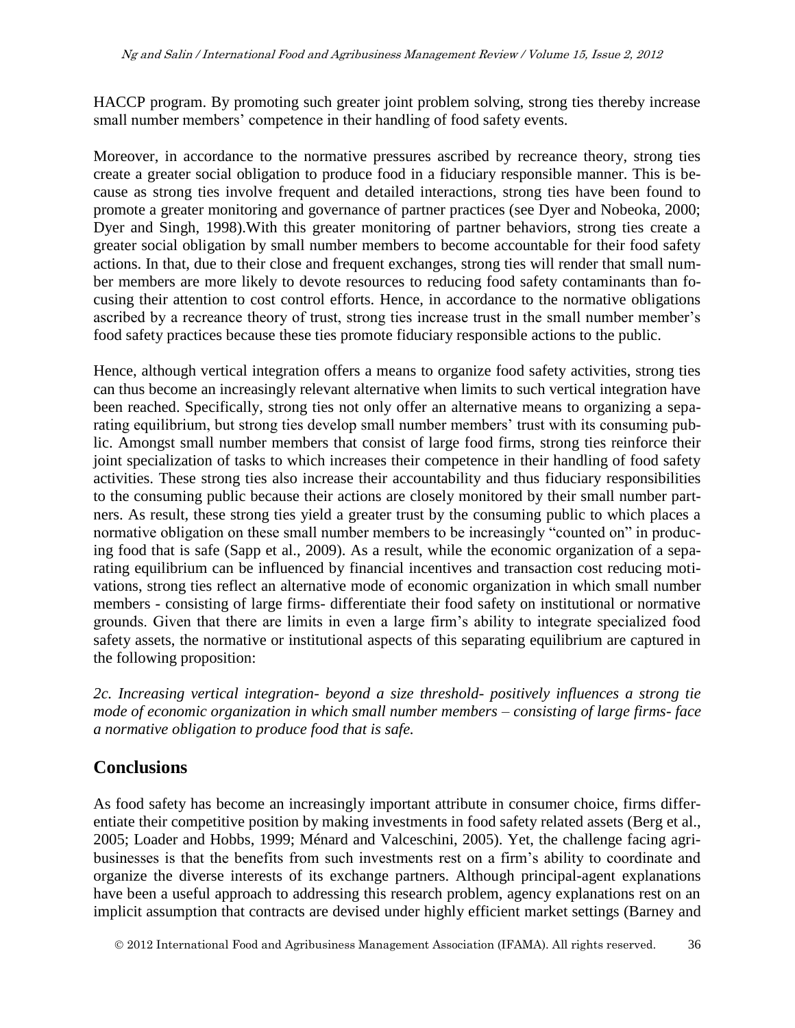HACCP program. By promoting such greater joint problem solving, strong ties thereby increase small number members' competence in their handling of food safety events.

Moreover, in accordance to the normative pressures ascribed by recreance theory, strong ties create a greater social obligation to produce food in a fiduciary responsible manner. This is because as strong ties involve frequent and detailed interactions, strong ties have been found to promote a greater monitoring and governance of partner practices (see Dyer and Nobeoka, 2000; Dyer and Singh, 1998).With this greater monitoring of partner behaviors, strong ties create a greater social obligation by small number members to become accountable for their food safety actions. In that, due to their close and frequent exchanges, strong ties will render that small number members are more likely to devote resources to reducing food safety contaminants than focusing their attention to cost control efforts. Hence, in accordance to the normative obligations ascribed by a recreance theory of trust, strong ties increase trust in the small number member's food safety practices because these ties promote fiduciary responsible actions to the public.

Hence, although vertical integration offers a means to organize food safety activities, strong ties can thus become an increasingly relevant alternative when limits to such vertical integration have been reached. Specifically, strong ties not only offer an alternative means to organizing a separating equilibrium, but strong ties develop small number members' trust with its consuming public. Amongst small number members that consist of large food firms, strong ties reinforce their joint specialization of tasks to which increases their competence in their handling of food safety activities. These strong ties also increase their accountability and thus fiduciary responsibilities to the consuming public because their actions are closely monitored by their small number partners. As result, these strong ties yield a greater trust by the consuming public to which places a normative obligation on these small number members to be increasingly "counted on" in producing food that is safe (Sapp et al., 2009). As a result, while the economic organization of a separating equilibrium can be influenced by financial incentives and transaction cost reducing motivations, strong ties reflect an alternative mode of economic organization in which small number members - consisting of large firms- differentiate their food safety on institutional or normative grounds. Given that there are limits in even a large firm's ability to integrate specialized food safety assets, the normative or institutional aspects of this separating equilibrium are captured in the following proposition:

*2c. Increasing vertical integration- beyond a size threshold- positively influences a strong tie mode of economic organization in which small number members – consisting of large firms- face a normative obligation to produce food that is safe.*

## Conclusions

As food safety has become an increasingly important attribute in consumer choice, firms differentiate their competitive position by making investments in food safety related assets (Berg et al., 2005; Loader and Hobbs, 1999; Ménard and Valceschini, 2005). Yet, the challenge facing agribusinesses is that the benefits from such investments rest on a firm's ability to coordinate and organize the diverse interests of its exchange partners. Although principal-agent explanations have been a useful approach to addressing this research problem, agency explanations rest on an implicit assumption that contracts are devised under highly efficient market settings (Barney and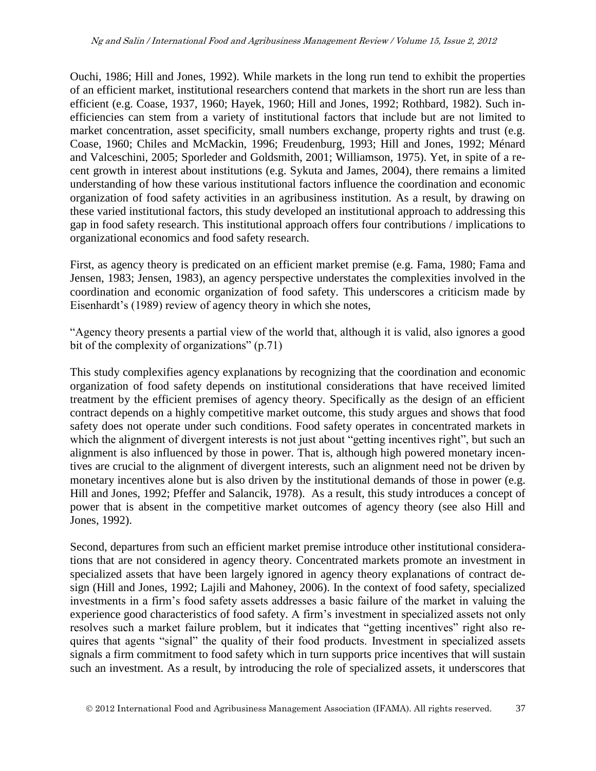Ouchi, 1986; Hill and Jones, 1992). While markets in the long run tend to exhibit the properties of an efficient market, institutional researchers contend that markets in the short run are less than efficient (e.g. Coase, 1937, 1960; Hayek, 1960; Hill and Jones, 1992; Rothbard, 1982). Such inefficiencies can stem from a variety of institutional factors that include but are not limited to market concentration, asset specificity, small numbers exchange, property rights and trust (e.g. Coase, 1960; Chiles and McMackin, 1996; Freudenburg, 1993; Hill and Jones, 1992; Ménard and Valceschini, 2005; Sporleder and Goldsmith, 2001; Williamson, 1975). Yet, in spite of a recent growth in interest about institutions (e.g. Sykuta and James, 2004), there remains a limited understanding of how these various institutional factors influence the coordination and economic organization of food safety activities in an agribusiness institution. As a result, by drawing on these varied institutional factors, this study developed an institutional approach to addressing this gap in food safety research. This institutional approach offers four contributions / implications to organizational economics and food safety research.

First, as agency theory is predicated on an efficient market premise (e.g. Fama, 1980; Fama and Jensen, 1983; Jensen, 1983), an agency perspective understates the complexities involved in the coordination and economic organization of food safety. This underscores a criticism made by Eisenhardt's (1989) review of agency theory in which she notes,

"Agency theory presents a partial view of the world that, although it is valid, also ignores a good bit of the complexity of organizations" (p.71)

This study complexifies agency explanations by recognizing that the coordination and economic organization of food safety depends on institutional considerations that have received limited treatment by the efficient premises of agency theory. Specifically as the design of an efficient contract depends on a highly competitive market outcome, this study argues and shows that food safety does not operate under such conditions. Food safety operates in concentrated markets in which the alignment of divergent interests is not just about "getting incentives right", but such an alignment is also influenced by those in power. That is, although high powered monetary incentives are crucial to the alignment of divergent interests, such an alignment need not be driven by monetary incentives alone but is also driven by the institutional demands of those in power (e.g. Hill and Jones, 1992; Pfeffer and Salancik, 1978). As a result, this study introduces a concept of power that is absent in the competitive market outcomes of agency theory (see also Hill and Jones, 1992).

Second, departures from such an efficient market premise introduce other institutional considerations that are not considered in agency theory. Concentrated markets promote an investment in specialized assets that have been largely ignored in agency theory explanations of contract design (Hill and Jones, 1992; Lajili and Mahoney, 2006). In the context of food safety, specialized investments in a firm's food safety assets addresses a basic failure of the market in valuing the experience good characteristics of food safety. A firm's investment in specialized assets not only resolves such a market failure problem, but it indicates that "getting incentives" right also requires that agents "signal" the quality of their food products. Investment in specialized assets signals a firm commitment to food safety which in turn supports price incentives that will sustain such an investment. As a result, by introducing the role of specialized assets, it underscores that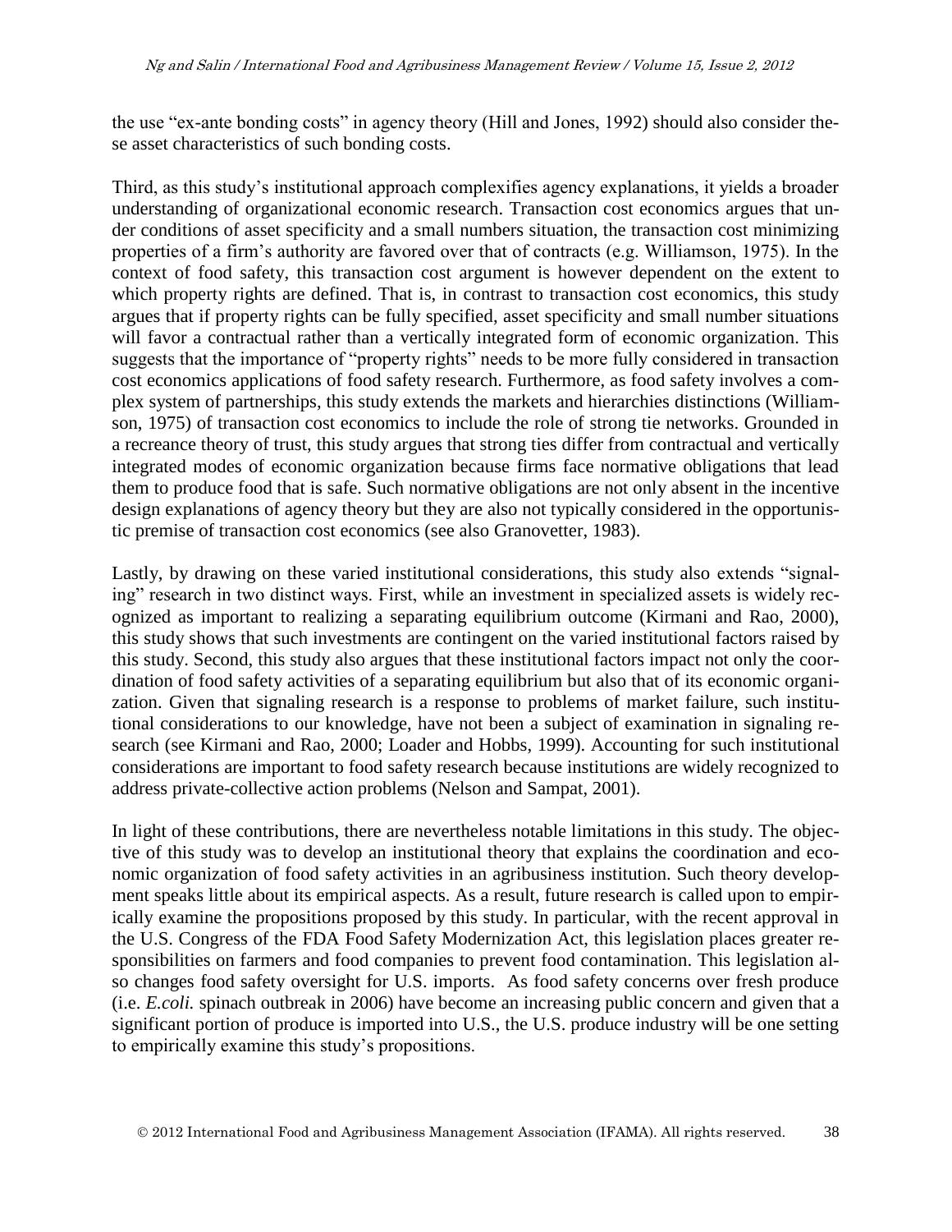the use "ex-ante bonding costs" in agency theory (Hill and Jones, 1992) should also consider these asset characteristics of such bonding costs.

Third, as this study's institutional approach complexifies agency explanations, it yields a broader understanding of organizational economic research. Transaction cost economics argues that under conditions of asset specificity and a small numbers situation, the transaction cost minimizing properties of a firm's authority are favored over that of contracts (e.g. Williamson, 1975). In the context of food safety, this transaction cost argument is however dependent on the extent to which property rights are defined. That is, in contrast to transaction cost economics, this study argues that if property rights can be fully specified, asset specificity and small number situations will favor a contractual rather than a vertically integrated form of economic organization. This suggests that the importance of "property rights" needs to be more fully considered in transaction cost economics applications of food safety research. Furthermore, as food safety involves a complex system of partnerships, this study extends the markets and hierarchies distinctions (Williamson, 1975) of transaction cost economics to include the role of strong tie networks. Grounded in a recreance theory of trust, this study argues that strong ties differ from contractual and vertically integrated modes of economic organization because firms face normative obligations that lead them to produce food that is safe. Such normative obligations are not only absent in the incentive design explanations of agency theory but they are also not typically considered in the opportunistic premise of transaction cost economics (see also Granovetter, 1983).

Lastly, by drawing on these varied institutional considerations, this study also extends "signaling" research in two distinct ways. First, while an investment in specialized assets is widely recognized as important to realizing a separating equilibrium outcome (Kirmani and Rao, 2000), this study shows that such investments are contingent on the varied institutional factors raised by this study. Second, this study also argues that these institutional factors impact not only the coordination of food safety activities of a separating equilibrium but also that of its economic organization. Given that signaling research is a response to problems of market failure, such institutional considerations to our knowledge, have not been a subject of examination in signaling research (see Kirmani and Rao, 2000; Loader and Hobbs, 1999). Accounting for such institutional considerations are important to food safety research because institutions are widely recognized to address private-collective action problems (Nelson and Sampat, 2001).

In light of these contributions, there are nevertheless notable limitations in this study. The objective of this study was to develop an institutional theory that explains the coordination and economic organization of food safety activities in an agribusiness institution. Such theory development speaks little about its empirical aspects. As a result, future research is called upon to empirically examine the propositions proposed by this study. In particular, with the recent approval in the U.S. Congress of the FDA Food Safety Modernization Act, this legislation places greater responsibilities on farmers and food companies to prevent food contamination. This legislation also changes food safety oversight for U.S. imports. As food safety concerns over fresh produce (i.e. *E.coli.* spinach outbreak in 2006) have become an increasing public concern and given that a significant portion of produce is imported into U.S., the U.S. produce industry will be one setting to empirically examine this study's propositions.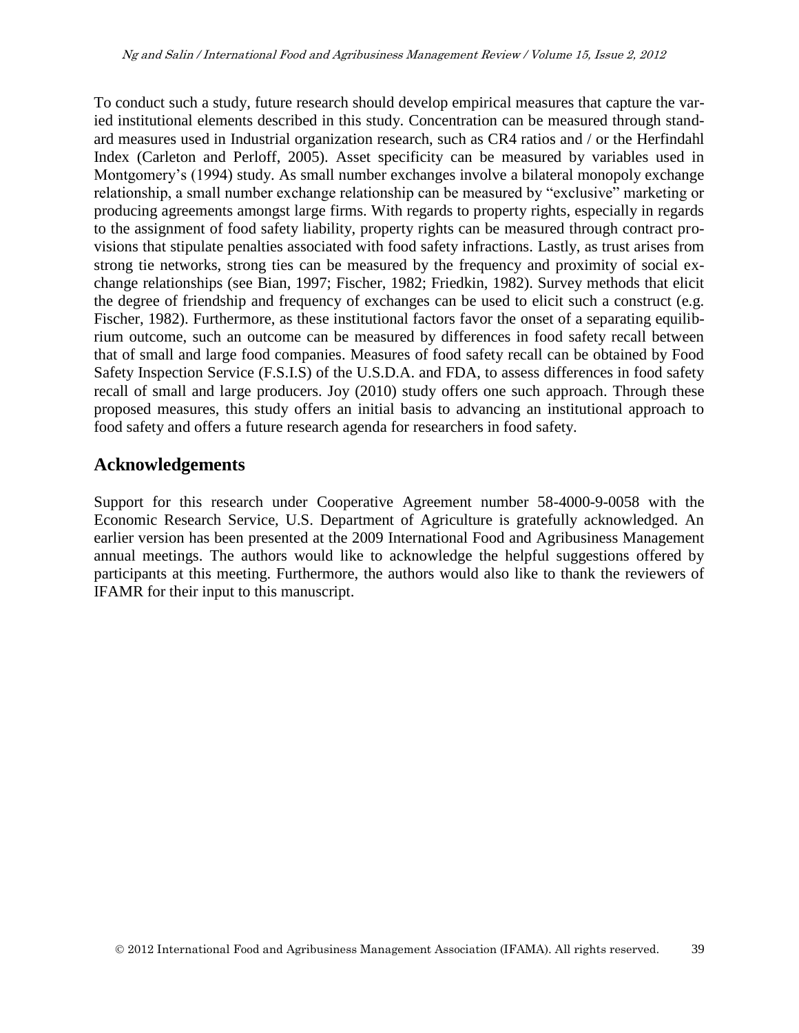To conduct such a study, future research should develop empirical measures that capture the varied institutional elements described in this study. Concentration can be measured through standard measures used in Industrial organization research, such as CR4 ratios and / or the Herfindahl Index (Carleton and Perloff, 2005). Asset specificity can be measured by variables used in Montgomery's (1994) study. As small number exchanges involve a bilateral monopoly exchange relationship, a small number exchange relationship can be measured by "exclusive" marketing or producing agreements amongst large firms. With regards to property rights, especially in regards to the assignment of food safety liability, property rights can be measured through contract provisions that stipulate penalties associated with food safety infractions. Lastly, as trust arises from strong tie networks, strong ties can be measured by the frequency and proximity of social exchange relationships (see Bian, 1997; Fischer, 1982; Friedkin, 1982). Survey methods that elicit the degree of friendship and frequency of exchanges can be used to elicit such a construct (e.g. Fischer, 1982). Furthermore, as these institutional factors favor the onset of a separating equilibrium outcome, such an outcome can be measured by differences in food safety recall between that of small and large food companies. Measures of food safety recall can be obtained by Food Safety Inspection Service (F.S.I.S) of the U.S.D.A. and FDA, to assess differences in food safety recall of small and large producers. Joy (2010) study offers one such approach. Through these proposed measures, this study offers an initial basis to advancing an institutional approach to food safety and offers a future research agenda for researchers in food safety.

## Acknowledgements

Support for this research under Cooperative Agreement number 58-4000-9-0058 with the Economic Research Service, U.S. Department of Agriculture is gratefully acknowledged. An earlier version has been presented at the 2009 International Food and Agribusiness Management annual meetings. The authors would like to acknowledge the helpful suggestions offered by participants at this meeting. Furthermore, the authors would also like to thank the reviewers of IFAMR for their input to this manuscript.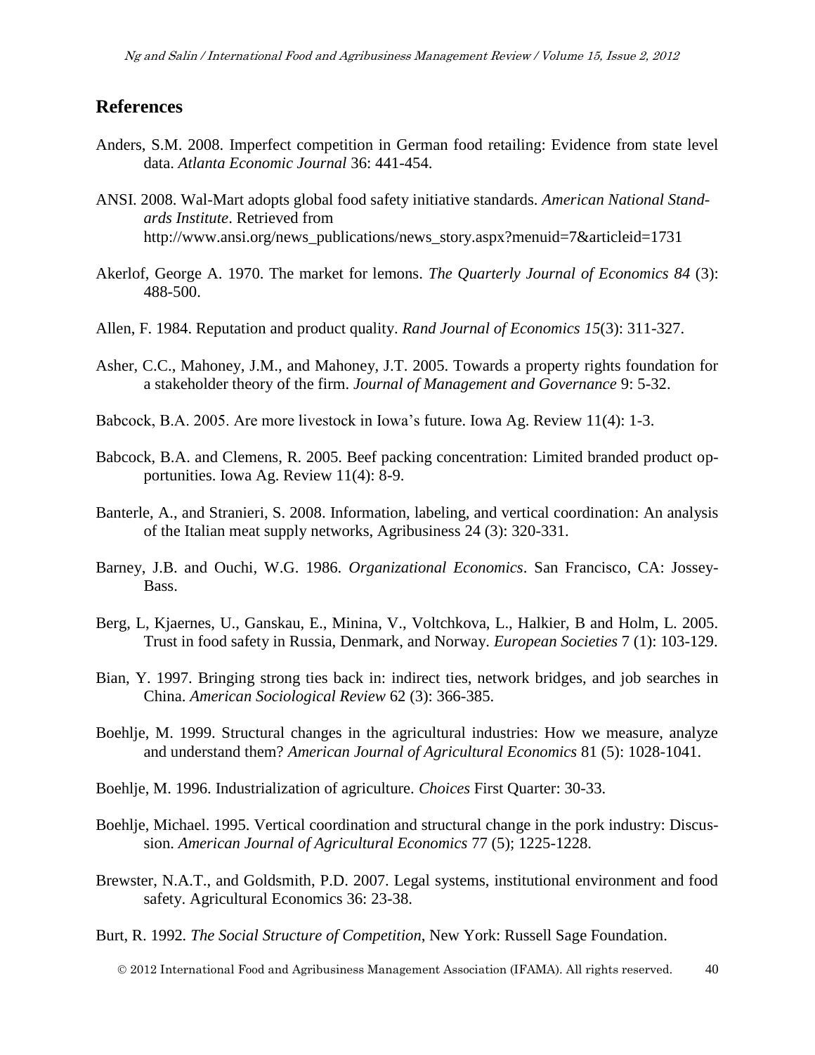## References

Anders, S.M. 2008. Imperfect competition in German food retailing: Evidence from state level data. *Atlanta Economic Journal* 36: 441-454.

ANSI. 2008. Wal-Mart adopts global food safety initiative standards. *American National Standards Institute*. Retrieved from http://www.ansi.org/news_publications/news_story.aspx?menuid=7&articleid=1731

Akerlof, George A. 1970. The market for lemons. *The Quarterly Journal of Economics 84* (3): 488-500.

Allen, F. 1984. Reputation and product quality. *Rand Journal of Economics 15*(3): 311-327.

Asher, C.C., Mahoney, J.M., and Mahoney, J.T. 2005. Towards a property rights foundation for a stakeholder theory of the firm. *Journal of Management and Governance* 9: 5-32.

Babcock, B.A. 2005. Are more livestock in Iowa's future. Iowa Ag. Review 11(4): 1-3.

Babcock, B.A. and Clemens, R. 2005. Beef packing concentration: Limited branded product opportunities. Iowa Ag. Review 11(4): 8-9.

Banterle, A., and Stranieri, S. 2008. Information, labeling, and vertical coordination: An analysis of the Italian meat supply networks, Agribusiness 24 (3): 320-331.

Barney, J.B. and Ouchi, W.G. 1986. *Organizational Economics*. San Francisco, CA: Jossey-Bass.

Berg, L, Kjaernes, U., Ganskau, E., Minina, V., Voltchkova, L., Halkier, B and Holm, L. 2005. Trust in food safety in Russia, Denmark, and Norway. *European Societies* 7 (1): 103-129.

Bian, Y. 1997. Bringing strong ties back in: indirect ties, network bridges, and job searches in China. *American Sociological Review* 62 (3): 366-385.

Boehlje, M. 1999. Structural changes in the agricultural industries: How we measure, analyze and understand them? *American Journal of Agricultural Economics* 81 (5): 1028-1041.

Boehlje, M. 1996. Industrialization of agriculture. *Choices* First Quarter: 30-33.

Boehlje, Michael. 1995. Vertical coordination and structural change in the pork industry: Discussion. *American Journal of Agricultural Economics* 77 (5); 1225-1228.

Brewster, N.A.T., and Goldsmith, P.D. 2007. Legal systems, institutional environment and food safety. Agricultural Economics 36: 23-38.

Burt, R. 1992. *The Social Structure of Competition*, New York: Russell Sage Foundation.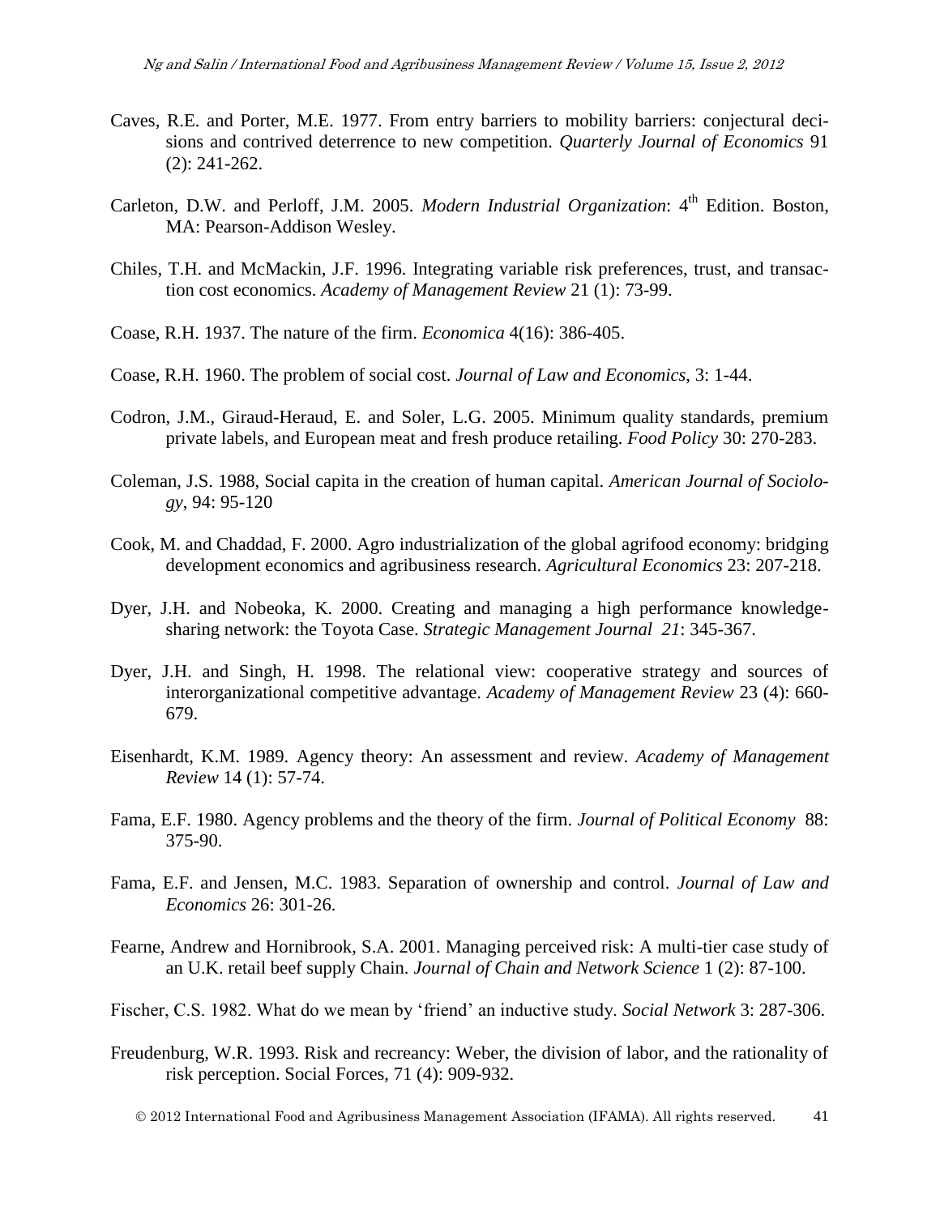Caves, R.E. and Porter, M.E. 1977. From entry barriers to mobility barriers: conjectural decisions and contrived deterrence to new competition. *Quarterly Journal of Economics* 91 (2): 241-262.

Carleton, D.W. and Perloff, J.M. 2005. *Modern Industrial Organization*: 4th Edition. Boston, MA: Pearson-Addison Wesley.

Chiles, T.H. and McMackin, J.F. 1996. Integrating variable risk preferences, trust, and transaction cost economics. *Academy of Management Review* 21 (1): 73-99.

Coase, R.H. 1937. The nature of the firm. *Economica* 4(16): 386-405.

Coase, R.H. 1960. The problem of social cost. *Journal of Law and Economics*, 3: 1-44.

Codron, J.M., Giraud-Heraud, E. and Soler, L.G. 2005. Minimum quality standards, premium private labels, and European meat and fresh produce retailing. *Food Policy* 30: 270-283.

Coleman, J.S. 1988, Social capita in the creation of human capital. *American Journal of Sociology*, 94: 95-120

Cook, M. and Chaddad, F. 2000. Agro industrialization of the global agrifood economy: bridging development economics and agribusiness research. *Agricultural Economics* 23: 207-218.

Dyer, J.H. and Nobeoka, K. 2000. Creating and managing a high performance knowledge-sharing network: the Toyota Case. *Strategic Management Journal 21*: 345-367.

Dyer, J.H. and Singh, H. 1998. The relational view: cooperative strategy and sources of interorganizational competitive advantage. *Academy of Management Review* 23 (4): 660-679.

Eisenhardt, K.M. 1989. Agency theory: An assessment and review. *Academy of Management Review* 14 (1): 57-74.

Fama, E.F. 1980. Agency problems and the theory of the firm. *Journal of Political Economy* 88: 375-90.

Fama, E.F. and Jensen, M.C. 1983. Separation of ownership and control. *Journal of Law and Economics* 26: 301-26.

Fearne, Andrew and Hornibrook, S.A. 2001. Managing perceived risk: A multi-tier case study of an U.K. retail beef supply Chain. *Journal of Chain and Network Science* 1 (2): 87-100.

Fischer, C.S. 1982. What do we mean by 'friend' an inductive study. *Social Network* 3: 287-306.

Freudenburg, W.R. 1993. Risk and recreancy: Weber, the division of labor, and the rationality of risk perception. Social Forces, 71 (4): 909-932.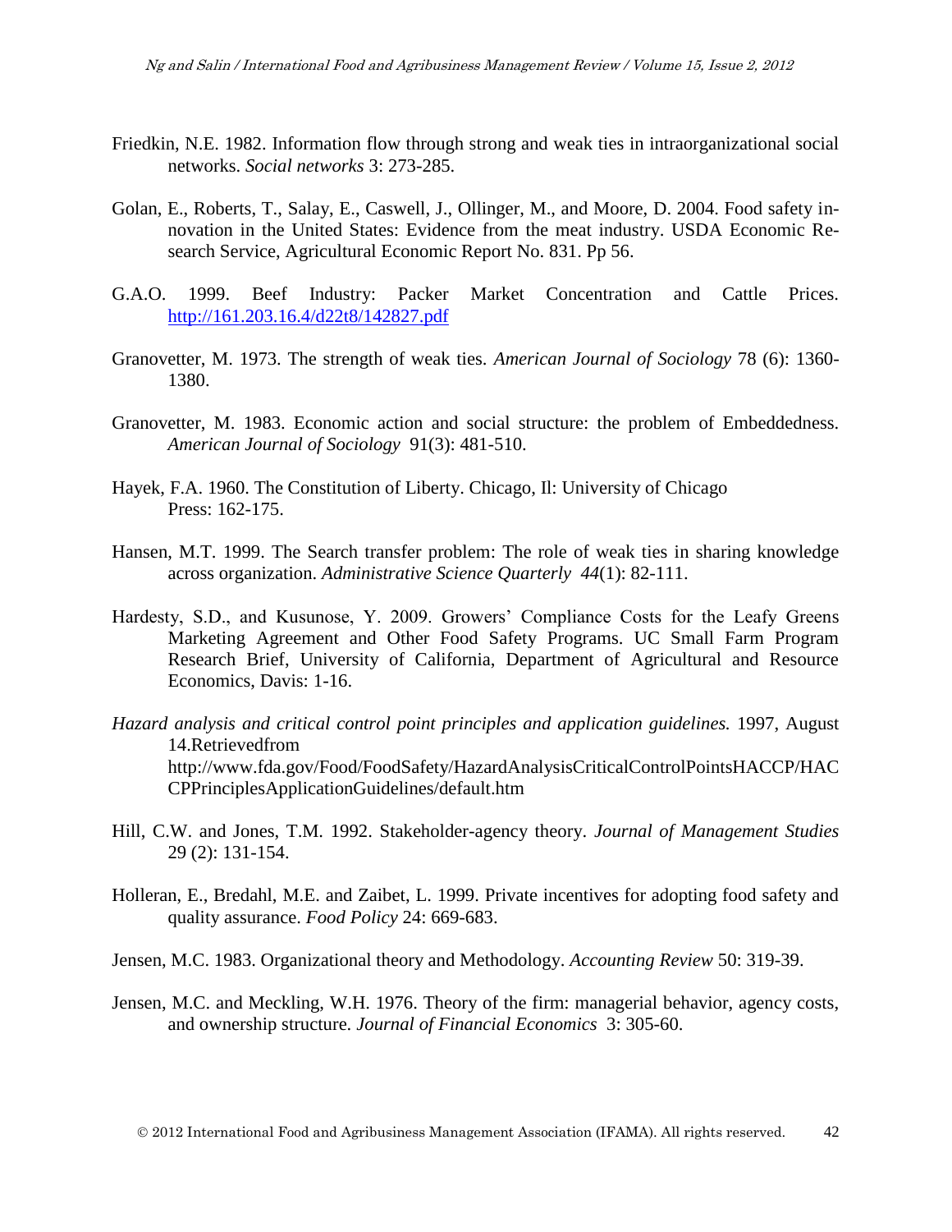Friedkin, N.E. 1982. Information flow through strong and weak ties in intraorganizational social networks. *Social networks* 3: 273-285.

Golan, E., Roberts, T., Salay, E., Caswell, J., Ollinger, M., and Moore, D. 2004. Food safety innovation in the United States: Evidence from the meat industry. USDA Economic Research Service, Agricultural Economic Report No. 831. Pp 56.

G.A.O. 1999. Beef Industry: Packer Market Concentration and Cattle Prices. http://161.203.16.4/d22t8/142827.pdf

Granovetter, M. 1973. The strength of weak ties. *American Journal of Sociology* 78 (6): 1360-1380.

Granovetter, M. 1983. Economic action and social structure: the problem of Embeddedness. *American Journal of Sociology* 91(3): 481-510.

Hayek, F.A. 1960. The Constitution of Liberty. Chicago, Il: University of Chicago Press: 162-175.

Hansen, M.T. 1999. The Search transfer problem: The role of weak ties in sharing knowledge across organization. *Administrative Science Quarterly 44*(1): 82-111.

Hardesty, S.D., and Kusunose, Y. 2009. Growers' Compliance Costs for the Leafy Greens Marketing Agreement and Other Food Safety Programs. UC Small Farm Program Research Brief, University of California, Department of Agricultural and Resource Economics, Davis: 1-16.

*Hazard analysis and critical control point principles and application guidelines.* 1997, August 14.Retrievedfrom http://www.fda.gov/Food/FoodSafety/HazardAnalysisCriticalControlPointsHACCP/HACCPPrinciplesApplicationGuidelines/default.htm

Hill, C.W. and Jones, T.M. 1992. Stakeholder-agency theory. *Journal of Management Studies* 29 (2): 131-154.

Holleran, E., Bredahl, M.E. and Zaibet, L. 1999. Private incentives for adopting food safety and quality assurance. *Food Policy* 24: 669-683.

Jensen, M.C. 1983. Organizational theory and Methodology. *Accounting Review* 50: 319-39.

Jensen, M.C. and Meckling, W.H. 1976. Theory of the firm: managerial behavior, agency costs, and ownership structure. *Journal of Financial Economics* 3: 305-60.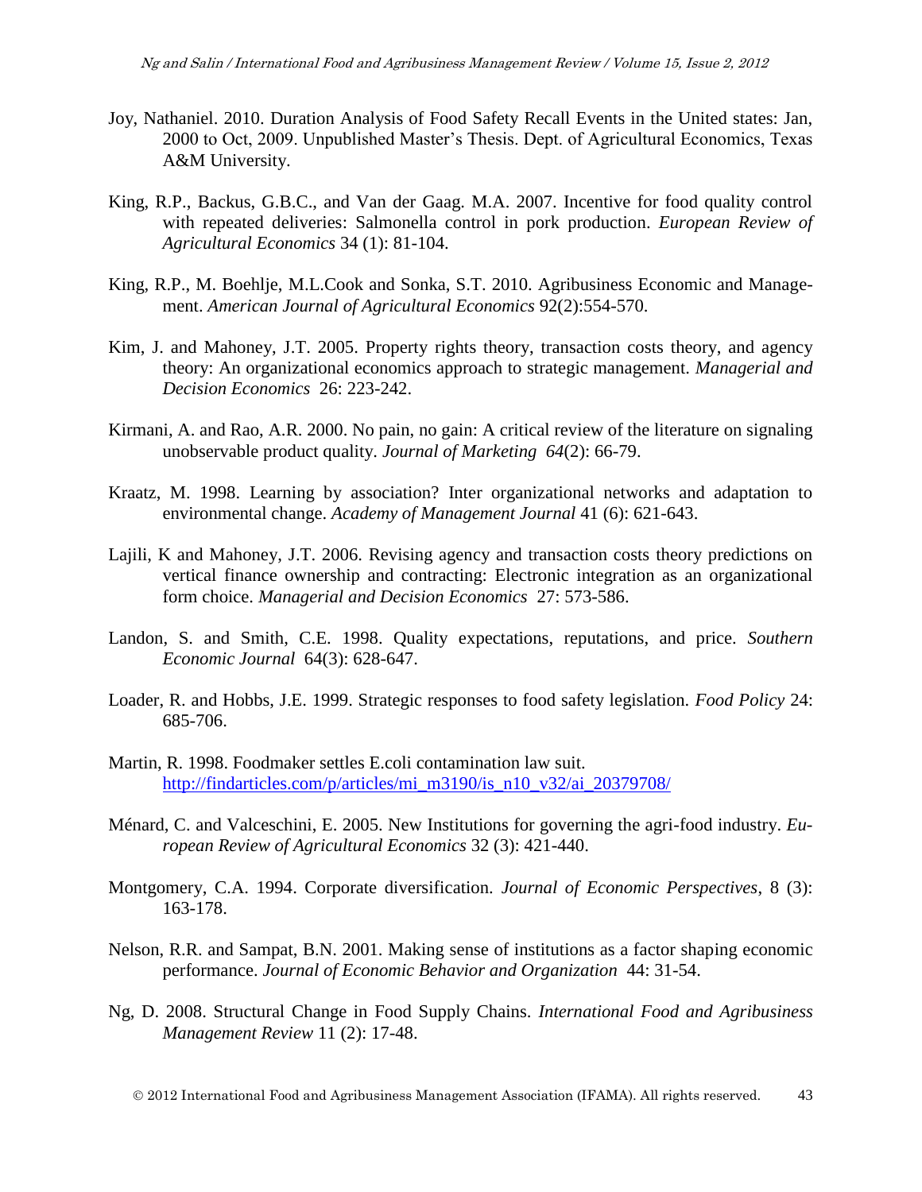Joy, Nathaniel. 2010. Duration Analysis of Food Safety Recall Events in the United states: Jan, 2000 to Oct, 2009. Unpublished Master's Thesis. Dept. of Agricultural Economics, Texas A&M University.

King, R.P., Backus, G.B.C., and Van der Gaag. M.A. 2007. Incentive for food quality control with repeated deliveries: Salmonella control in pork production. *European Review of Agricultural Economics* 34 (1): 81-104.

King, R.P., M. Boehlje, M.L.Cook and Sonka, S.T. 2010. Agribusiness Economic and Management. *American Journal of Agricultural Economics* 92(2):554-570.

Kim, J. and Mahoney, J.T. 2005. Property rights theory, transaction costs theory, and agency theory: An organizational economics approach to strategic management. *Managerial and Decision Economics* 26: 223-242.

Kirmani, A. and Rao, A.R. 2000. No pain, no gain: A critical review of the literature on signaling unobservable product quality. *Journal of Marketing 64*(2): 66-79.

Kraatz, M. 1998. Learning by association? Inter organizational networks and adaptation to environmental change. *Academy of Management Journal* 41 (6): 621-643.

Lajili, K and Mahoney, J.T. 2006. Revising agency and transaction costs theory predictions on vertical finance ownership and contracting: Electronic integration as an organizational form choice. *Managerial and Decision Economics* 27: 573-586.

Landon, S. and Smith, C.E. 1998. Quality expectations, reputations, and price. *Southern Economic Journal* 64(3): 628-647.

Loader, R. and Hobbs, J.E. 1999. Strategic responses to food safety legislation. *Food Policy* 24: 685-706.

Martin, R. 1998. Foodmaker settles E.coli contamination law suit. http://findarticles.com/p/articles/mi_m3190/is_n10_v32/ai_20379708/

Ménard, C. and Valceschini, E. 2005. New Institutions for governing the agri-food industry. *European Review of Agricultural Economics* 32 (3): 421-440.

Montgomery, C.A. 1994. Corporate diversification. *Journal of Economic Perspectives*, 8 (3): 163-178.

Nelson, R.R. and Sampat, B.N. 2001. Making sense of institutions as a factor shaping economic performance. *Journal of Economic Behavior and Organization* 44: 31-54.

Ng, D. 2008. Structural Change in Food Supply Chains. *International Food and Agribusiness Management Review* 11 (2): 17-48.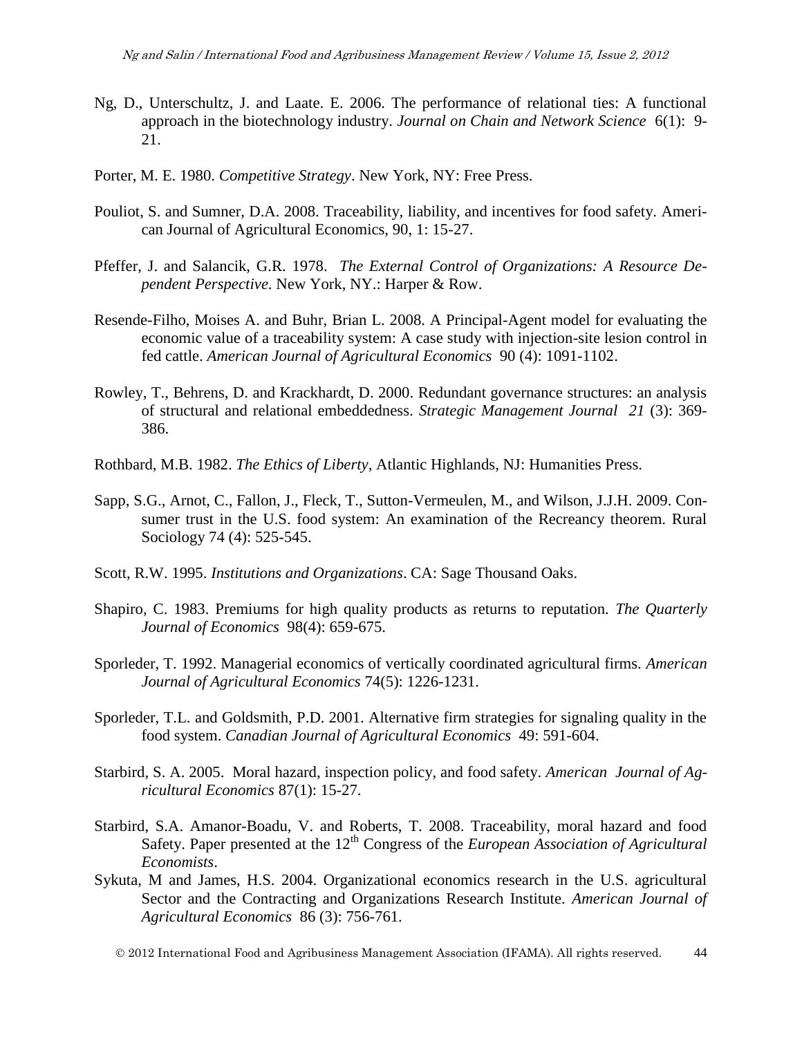Ng, D., Unterschultz, J. and Laate. E. 2006. The performance of relational ties: A functional approach in the biotechnology industry. *Journal on Chain and Network Science* 6(1): 9-21.

Porter, M. E. 1980. *Competitive Strategy*. New York, NY: Free Press.

Pouliot, S. and Sumner, D.A. 2008. Traceability, liability, and incentives for food safety. American Journal of Agricultural Economics, 90, 1: 15-27.

Pfeffer, J. and Salancik, G.R. 1978. *The External Control of Organizations: A Resource Dependent Perspective.* New York, NY.: Harper & Row.

Resende-Filho, Moises A. and Buhr, Brian L. 2008. A Principal-Agent model for evaluating the economic value of a traceability system: A case study with injection-site lesion control in fed cattle. *American Journal of Agricultural Economics* 90 (4): 1091-1102.

Rowley, T., Behrens, D. and Krackhardt, D. 2000. Redundant governance structures: an analysis of structural and relational embeddedness. *Strategic Management Journal 21* (3): 369-386.

Rothbard, M.B. 1982. *The Ethics of Liberty*, Atlantic Highlands, NJ: Humanities Press.

Sapp, S.G., Arnot, C., Fallon, J., Fleck, T., Sutton-Vermeulen, M., and Wilson, J.J.H. 2009. Consumer trust in the U.S. food system: An examination of the Recreancy theorem. Rural Sociology 74 (4): 525-545.

Scott, R.W. 1995. *Institutions and Organizations*. CA: Sage Thousand Oaks.

Shapiro, C. 1983. Premiums for high quality products as returns to reputation. *The Quarterly Journal of Economics* 98(4): 659-675.

Sporleder, T. 1992. Managerial economics of vertically coordinated agricultural firms. *American Journal of Agricultural Economics* 74(5): 1226-1231.

Sporleder, T.L. and Goldsmith, P.D. 2001. Alternative firm strategies for signaling quality in the food system. *Canadian Journal of Agricultural Economics* 49: 591-604.

Starbird, S. A. 2005. Moral hazard, inspection policy, and food safety. *American Journal of Agricultural Economics* 87(1): 15-27.

Starbird, S.A. Amanor-Boadu, V. and Roberts, T. 2008. Traceability, moral hazard and food Safety. Paper presented at the 12th Congress of the *European Association of Agricultural Economists*.

Sykuta, M and James, H.S. 2004. Organizational economics research in the U.S. agricultural Sector and the Contracting and Organizations Research Institute. *American Journal of Agricultural Economics* 86 (3): 756-761.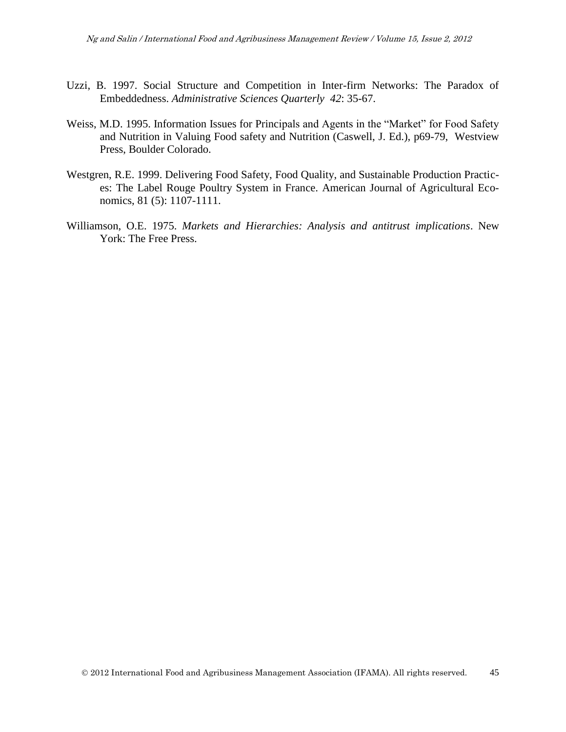Uzzi, B. 1997. Social Structure and Competition in Inter-firm Networks: The Paradox of Embeddedness. *Administrative Sciences Quarterly 42*: 35-67.

Weiss, M.D. 1995. Information Issues for Principals and Agents in the "Market" for Food Safety and Nutrition in Valuing Food safety and Nutrition (Caswell, J. Ed.), p69-79, Westview Press, Boulder Colorado.

Westgren, R.E. 1999. Delivering Food Safety, Food Quality, and Sustainable Production Practices: The Label Rouge Poultry System in France. American Journal of Agricultural Economics, 81 (5): 1107-1111.

Williamson, O.E. 1975. *Markets and Hierarchies: Analysis and antitrust implications*. New York: The Free Press.